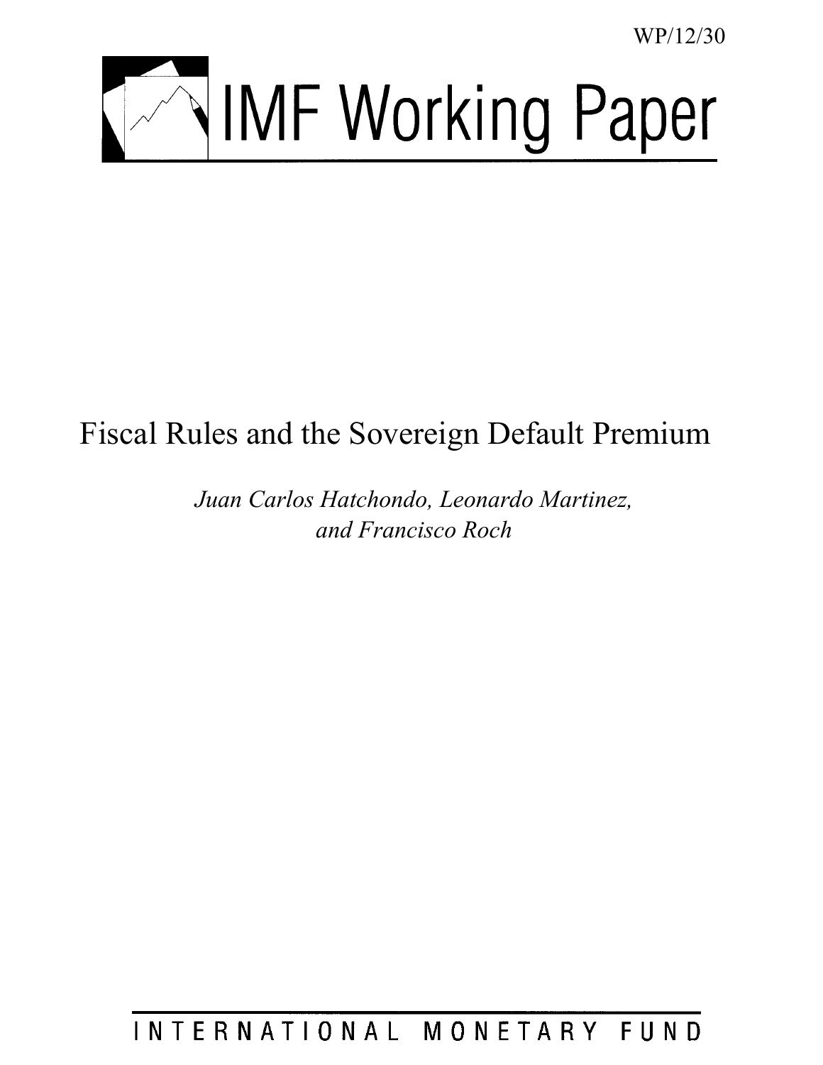WP/12/30

# IMF Working Paper

# Fiscal Rules and the Sovereign Default Premium

*Juan Carlos Hatchondo, Leonardo Martinez, and Francisco Roch*

INTERNATIONAL MONETARY FUND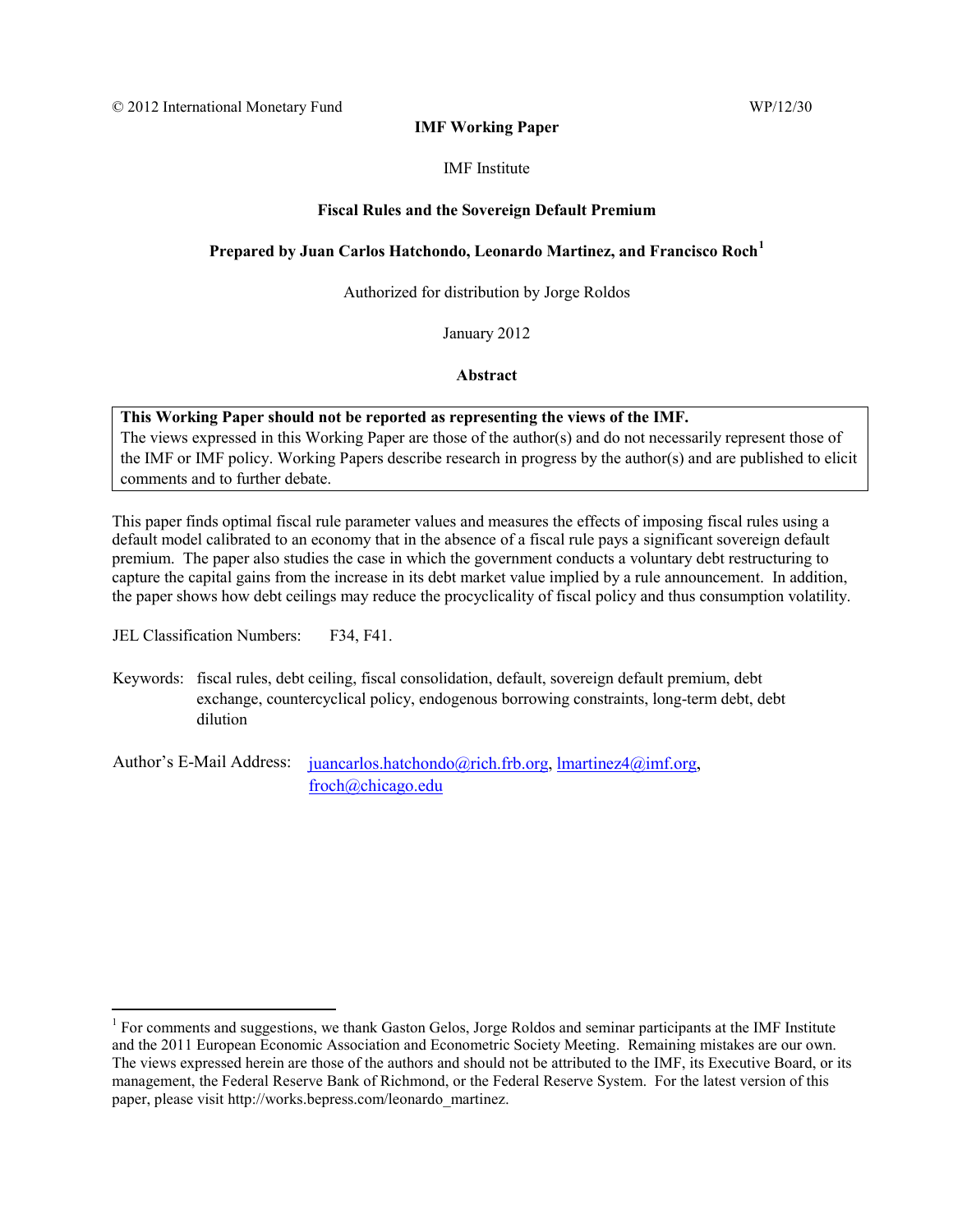© 2012 International Monetary Fund WP/12/30

**IMF Working Paper**

IMF Institute

**Fiscal Rules and the Sovereign Default Premium**

**Prepared by Juan Carlos Hatchondo, Leonardo Martinez, and Francisco Roch[1]**

Authorized for distribution by Jorge Roldos

January 2012

**Abstract**

> **This Working Paper should not be reported as representing the views of the IMF.**
> The views expressed in this Working Paper are those of the author(s) and do not necessarily represent those of the IMF or IMF policy. Working Papers describe research in progress by the author(s) and are published to elicit comments and to further debate.

This paper finds optimal fiscal rule parameter values and measures the effects of imposing fiscal rules using a default model calibrated to an economy that in the absence of a fiscal rule pays a significant sovereign default premium. The paper also studies the case in which the government conducts a voluntary debt restructuring to capture the capital gains from the increase in its debt market value implied by a rule announcement. In addition, the paper shows how debt ceilings may reduce the procyclicality of fiscal policy and thus consumption volatility.

JEL Classification Numbers: F34, F41.

Keywords: fiscal rules, debt ceiling, fiscal consolidation, default, sovereign default premium, debt exchange, countercyclical policy, endogenous borrowing constraints, long-term debt, debt dilution

Author's E-Mail Address: juancarlos.hatchondo@rich.frb.org, lmartinez4@imf.org, froch@chicago.edu

[1] For comments and suggestions, we thank Gaston Gelos, Jorge Roldos and seminar participants at the IMF Institute and the 2011 European Economic Association and Econometric Society Meeting. Remaining mistakes are our own. The views expressed herein are those of the authors and should not be attributed to the IMF, its Executive Board, or its management, the Federal Reserve Bank of Richmond, or the Federal Reserve System. For the latest version of this paper, please visit http://works.bepress.com/leonardo_martinez.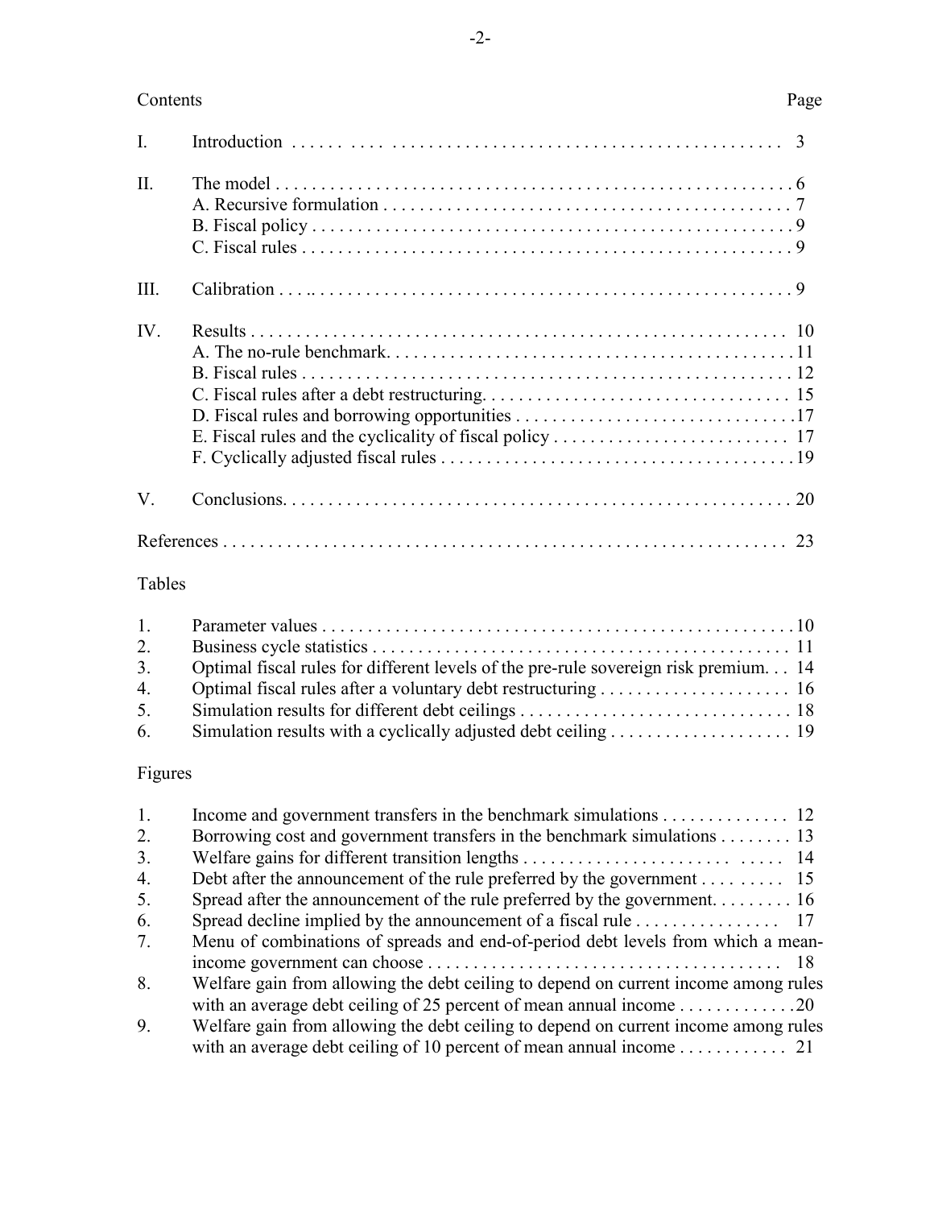Contents | Page
---|---

| | | Page |
|---|---|---|
| I. | Introduction | 3 |
| II. | The model | 6 |
| | A. Recursive formulation | 7 |
| | B. Fiscal policy | 9 |
| | C. Fiscal rules | 9 |
| III. | Calibration | 9 |
| IV. | Results | 10 |
| | A. The no-rule benchmark | 11 |
| | B. Fiscal rules | 12 |
| | C. Fiscal rules after a debt restructuring | 15 |
| | D. Fiscal rules and borrowing opportunities | 17 |
| | E. Fiscal rules and the cyclicality of fiscal policy | 17 |
| | F. Cyclically adjusted fiscal rules | 19 |
| V. | Conclusions | 20 |
| | References | 23 |

Tables

| | | |
|---|---|---|
| 1. | Parameter values | 10 |
| 2. | Business cycle statistics | 11 |
| 3. | Optimal fiscal rules for different levels of the pre-rule sovereign risk premium | 14 |
| 4. | Optimal fiscal rules after a voluntary debt restructuring | 16 |
| 5. | Simulation results for different debt ceilings | 18 |
| 6. | Simulation results with a cyclically adjusted debt ceiling | 19 |

Figures

| | | |
|---|---|---|
| 1. | Income and government transfers in the benchmark simulations | 12 |
| 2. | Borrowing cost and government transfers in the benchmark simulations | 13 |
| 3. | Welfare gains for different transition lengths | 14 |
| 4. | Debt after the announcement of the rule preferred by the government | 15 |
| 5. | Spread after the announcement of the rule preferred by the government | 16 |
| 6. | Spread decline implied by the announcement of a fiscal rule | 17 |
| 7. | Menu of combinations of spreads and end-of-period debt levels from which a mean-income government can choose | 18 |
| 8. | Welfare gain from allowing the debt ceiling to depend on current income among rules with an average debt ceiling of 25 percent of mean annual income | 20 |
| 9. | Welfare gain from allowing the debt ceiling to depend on current income among rules with an average debt ceiling of 10 percent of mean annual income | 21 |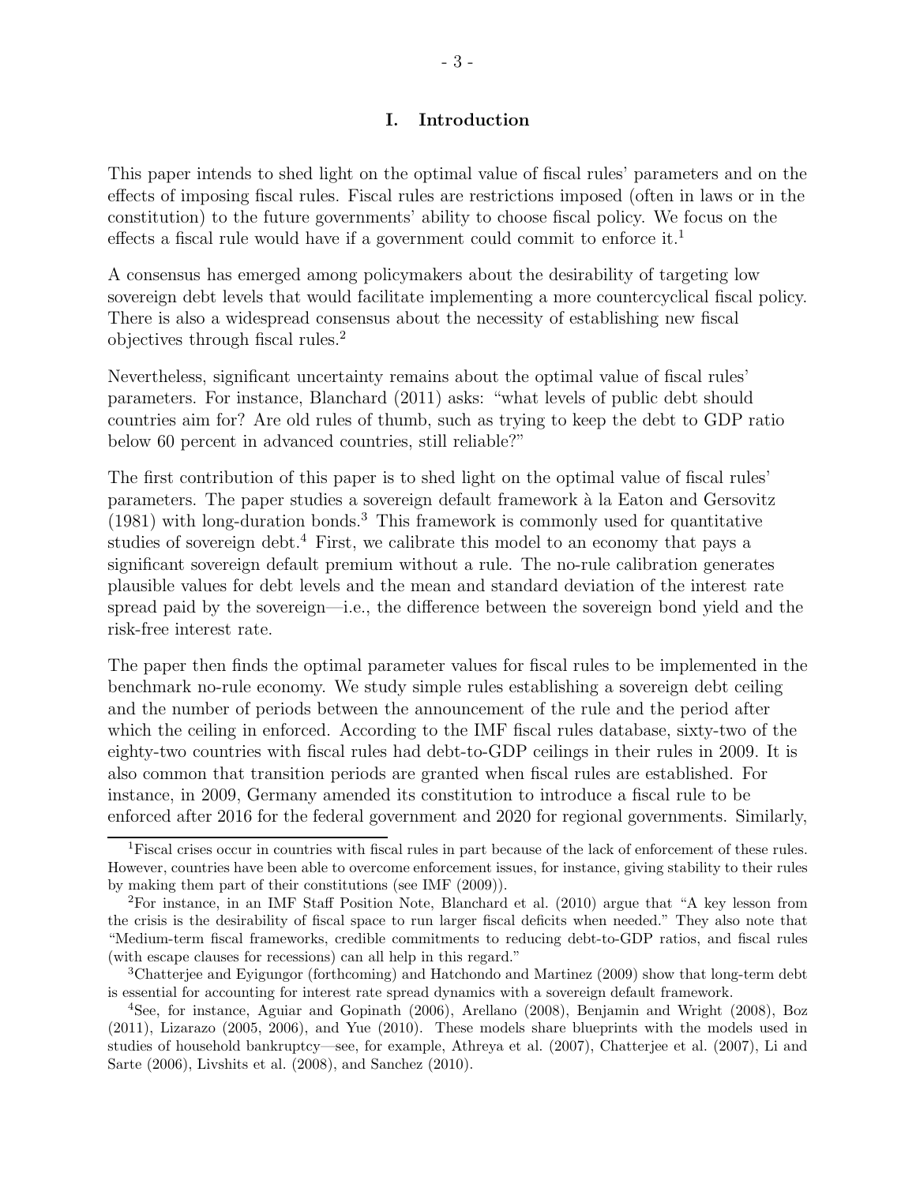# I. Introduction

This paper intends to shed light on the optimal value of fiscal rules' parameters and on the effects of imposing fiscal rules. Fiscal rules are restrictions imposed (often in laws or in the constitution) to the future governments' ability to choose fiscal policy. We focus on the effects a fiscal rule would have if a government could commit to enforce it.[1]

A consensus has emerged among policymakers about the desirability of targeting low sovereign debt levels that would facilitate implementing a more countercyclical fiscal policy. There is also a widespread consensus about the necessity of establishing new fiscal objectives through fiscal rules.[2]

Nevertheless, significant uncertainty remains about the optimal value of fiscal rules' parameters. For instance, Blanchard (2011) asks: "what levels of public debt should countries aim for? Are old rules of thumb, such as trying to keep the debt to GDP ratio below 60 percent in advanced countries, still reliable?"

The first contribution of this paper is to shed light on the optimal value of fiscal rules' parameters. The paper studies a sovereign default framework à la Eaton and Gersovitz (1981) with long-duration bonds.[3] This framework is commonly used for quantitative studies of sovereign debt.[4] First, we calibrate this model to an economy that pays a significant sovereign default premium without a rule. The no-rule calibration generates plausible values for debt levels and the mean and standard deviation of the interest rate spread paid by the sovereign—i.e., the difference between the sovereign bond yield and the risk-free interest rate.

The paper then finds the optimal parameter values for fiscal rules to be implemented in the benchmark no-rule economy. We study simple rules establishing a sovereign debt ceiling and the number of periods between the announcement of the rule and the period after which the ceiling in enforced. According to the IMF fiscal rules database, sixty-two of the eighty-two countries with fiscal rules had debt-to-GDP ceilings in their rules in 2009. It is also common that transition periods are granted when fiscal rules are established. For instance, in 2009, Germany amended its constitution to introduce a fiscal rule to be enforced after 2016 for the federal government and 2020 for regional governments. Similarly,

[1] Fiscal crises occur in countries with fiscal rules in part because of the lack of enforcement of these rules. However, countries have been able to overcome enforcement issues, for instance, giving stability to their rules by making them part of their constitutions (see IMF (2009)).

[2] For instance, in an IMF Staff Position Note, Blanchard et al. (2010) argue that "A key lesson from the crisis is the desirability of fiscal space to run larger fiscal deficits when needed." They also note that "Medium-term fiscal frameworks, credible commitments to reducing debt-to-GDP ratios, and fiscal rules (with escape clauses for recessions) can all help in this regard."

[3] Chatterjee and Eyigungor (forthcoming) and Hatchondo and Martinez (2009) show that long-term debt is essential for accounting for interest rate spread dynamics with a sovereign default framework.

[4] See, for instance, Aguiar and Gopinath (2006), Arellano (2008), Benjamin and Wright (2008), Boz (2011), Lizarazo (2005, 2006), and Yue (2010). These models share blueprints with the models used in studies of household bankruptcy—see, for example, Athreya et al. (2007), Chatterjee et al. (2007), Li and Sarte (2006), Livshits et al. (2008), and Sanchez (2010).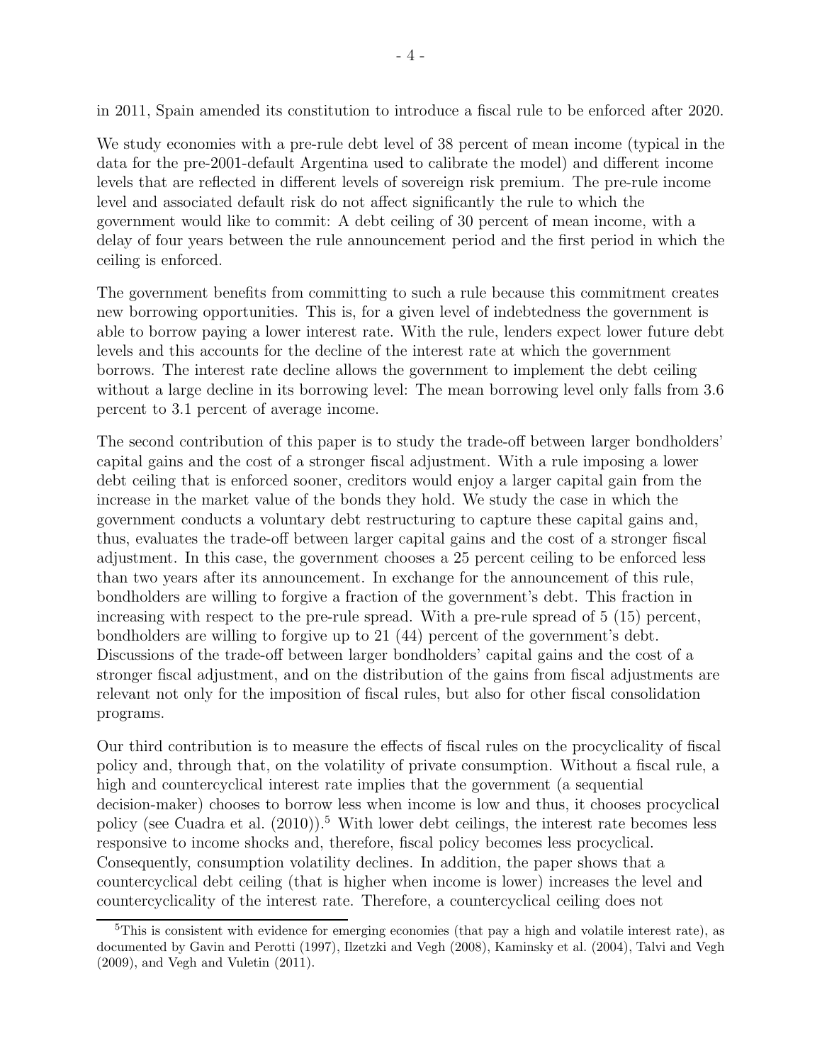in 2011, Spain amended its constitution to introduce a fiscal rule to be enforced after 2020.

We study economies with a pre-rule debt level of 38 percent of mean income (typical in the data for the pre-2001-default Argentina used to calibrate the model) and different income levels that are reflected in different levels of sovereign risk premium. The pre-rule income level and associated default risk do not affect significantly the rule to which the government would like to commit: A debt ceiling of 30 percent of mean income, with a delay of four years between the rule announcement period and the first period in which the ceiling is enforced.

The government benefits from committing to such a rule because this commitment creates new borrowing opportunities. This is, for a given level of indebtedness the government is able to borrow paying a lower interest rate. With the rule, lenders expect lower future debt levels and this accounts for the decline of the interest rate at which the government borrows. The interest rate decline allows the government to implement the debt ceiling without a large decline in its borrowing level: The mean borrowing level only falls from 3.6 percent to 3.1 percent of average income.

The second contribution of this paper is to study the trade-off between larger bondholders' capital gains and the cost of a stronger fiscal adjustment. With a rule imposing a lower debt ceiling that is enforced sooner, creditors would enjoy a larger capital gain from the increase in the market value of the bonds they hold. We study the case in which the government conducts a voluntary debt restructuring to capture these capital gains and, thus, evaluates the trade-off between larger capital gains and the cost of a stronger fiscal adjustment. In this case, the government chooses a 25 percent ceiling to be enforced less than two years after its announcement. In exchange for the announcement of this rule, bondholders are willing to forgive a fraction of the government's debt. This fraction in increasing with respect to the pre-rule spread. With a pre-rule spread of 5 (15) percent, bondholders are willing to forgive up to 21 (44) percent of the government's debt. Discussions of the trade-off between larger bondholders' capital gains and the cost of a stronger fiscal adjustment, and on the distribution of the gains from fiscal adjustments are relevant not only for the imposition of fiscal rules, but also for other fiscal consolidation programs.

Our third contribution is to measure the effects of fiscal rules on the procyclicality of fiscal policy and, through that, on the volatility of private consumption. Without a fiscal rule, a high and countercyclical interest rate implies that the government (a sequential decision-maker) chooses to borrow less when income is low and thus, it chooses procyclical policy (see Cuadra et al. (2010)).[5] With lower debt ceilings, the interest rate becomes less responsive to income shocks and, therefore, fiscal policy becomes less procyclical. Consequently, consumption volatility declines. In addition, the paper shows that a countercyclical debt ceiling (that is higher when income is lower) increases the level and countercyclicality of the interest rate. Therefore, a countercyclical ceiling does not

[5] This is consistent with evidence for emerging economies (that pay a high and volatile interest rate), as documented by Gavin and Perotti (1997), Ilzetzki and Vegh (2008), Kaminsky et al. (2004), Talvi and Vegh (2009), and Vegh and Vuletin (2011).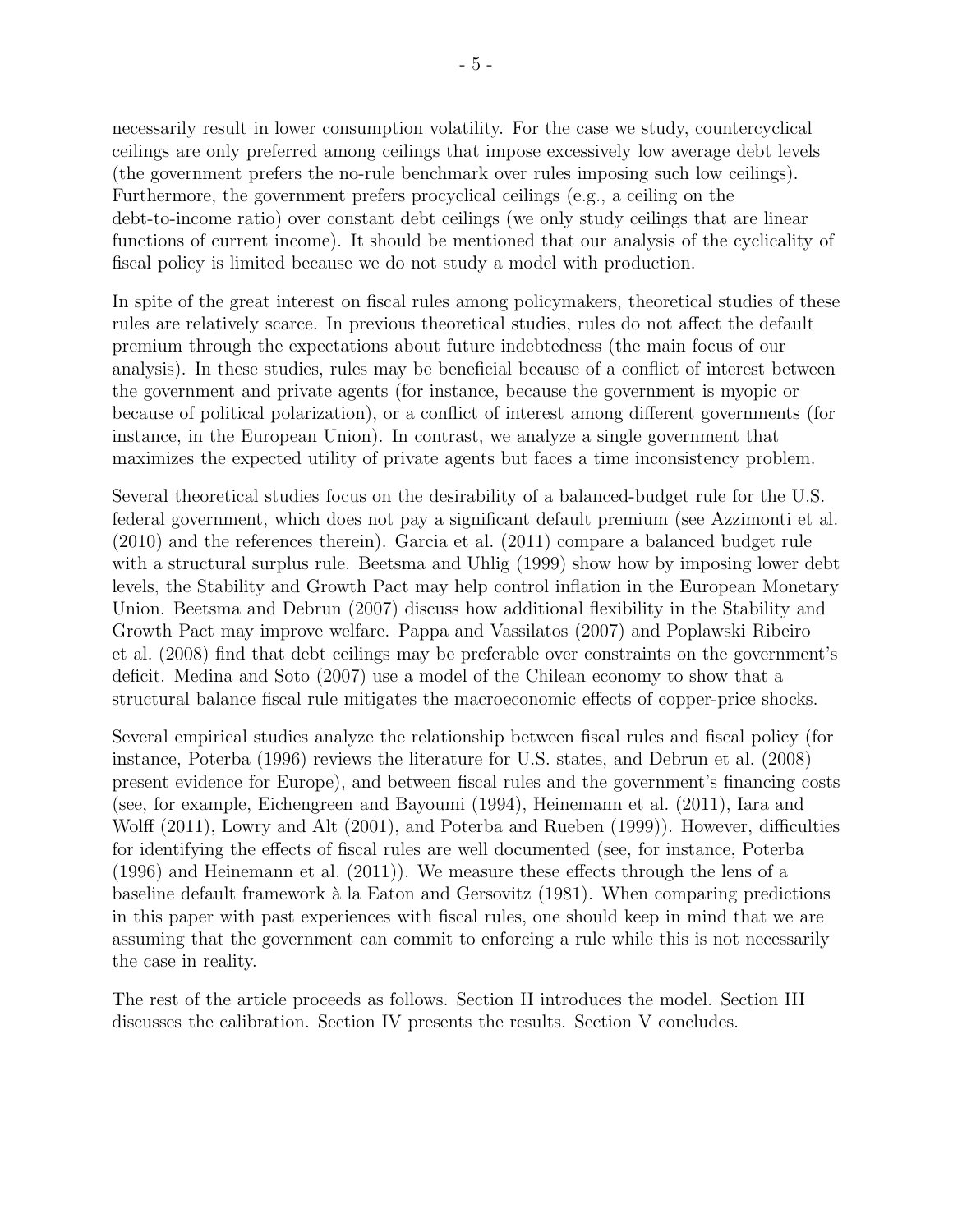necessarily result in lower consumption volatility. For the case we study, countercyclical ceilings are only preferred among ceilings that impose excessively low average debt levels (the government prefers the no-rule benchmark over rules imposing such low ceilings). Furthermore, the government prefers procyclical ceilings (e.g., a ceiling on the debt-to-income ratio) over constant debt ceilings (we only study ceilings that are linear functions of current income). It should be mentioned that our analysis of the cyclicality of fiscal policy is limited because we do not study a model with production.

In spite of the great interest on fiscal rules among policymakers, theoretical studies of these rules are relatively scarce. In previous theoretical studies, rules do not affect the default premium through the expectations about future indebtedness (the main focus of our analysis). In these studies, rules may be beneficial because of a conflict of interest between the government and private agents (for instance, because the government is myopic or because of political polarization), or a conflict of interest among different governments (for instance, in the European Union). In contrast, we analyze a single government that maximizes the expected utility of private agents but faces a time inconsistency problem.

Several theoretical studies focus on the desirability of a balanced-budget rule for the U.S. federal government, which does not pay a significant default premium (see Azzimonti et al. (2010) and the references therein). Garcia et al. (2011) compare a balanced budget rule with a structural surplus rule. Beetsma and Uhlig (1999) show how by imposing lower debt levels, the Stability and Growth Pact may help control inflation in the European Monetary Union. Beetsma and Debrun (2007) discuss how additional flexibility in the Stability and Growth Pact may improve welfare. Pappa and Vassilatos (2007) and Poplawski Ribeiro et al. (2008) find that debt ceilings may be preferable over constraints on the government's deficit. Medina and Soto (2007) use a model of the Chilean economy to show that a structural balance fiscal rule mitigates the macroeconomic effects of copper-price shocks.

Several empirical studies analyze the relationship between fiscal rules and fiscal policy (for instance, Poterba (1996) reviews the literature for U.S. states, and Debrun et al. (2008) present evidence for Europe), and between fiscal rules and the government's financing costs (see, for example, Eichengreen and Bayoumi (1994), Heinemann et al. (2011), Iara and Wolff (2011), Lowry and Alt (2001), and Poterba and Rueben (1999)). However, difficulties for identifying the effects of fiscal rules are well documented (see, for instance, Poterba (1996) and Heinemann et al. (2011)). We measure these effects through the lens of a baseline default framework à la Eaton and Gersovitz (1981). When comparing predictions in this paper with past experiences with fiscal rules, one should keep in mind that we are assuming that the government can commit to enforcing a rule while this is not necessarily the case in reality.

The rest of the article proceeds as follows. Section II introduces the model. Section III discusses the calibration. Section IV presents the results. Section V concludes.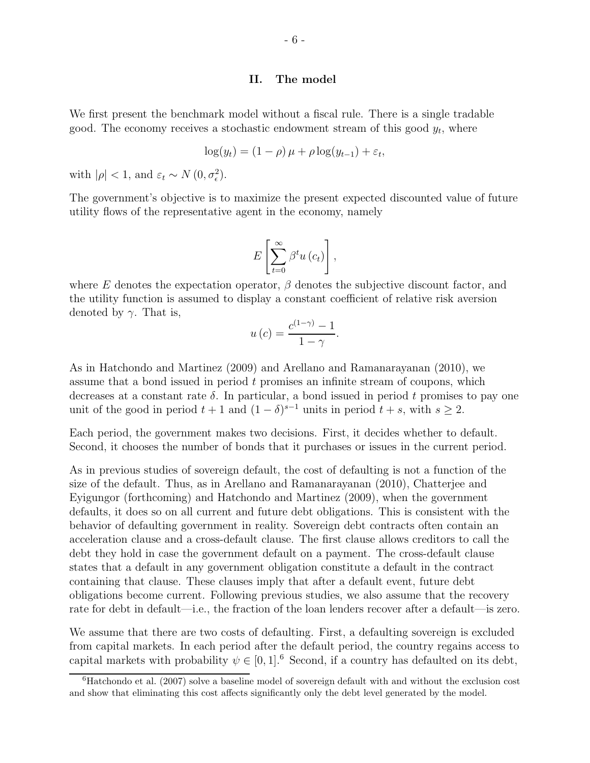## II. The model

We first present the benchmark model without a fiscal rule. There is a single tradable good. The economy receives a stochastic endowment stream of this good $y_t$, where

$$\log(y_t) = (1-\rho)\,\mu + \rho \log(y_{t-1}) + \varepsilon_t,$$

with $|\rho| < 1$, and $\varepsilon_t \sim N\left(0, \sigma_\epsilon^2\right)$.

The government's objective is to maximize the present expected discounted value of future utility flows of the representative agent in the economy, namely

$$E\left[\sum_{t=0}^{\infty} \beta^t u\left(c_t\right)\right],$$

where $E$ denotes the expectation operator, $\beta$ denotes the subjective discount factor, and the utility function is assumed to display a constant coefficient of relative risk aversion denoted by $\gamma$. That is,

$$u\left(c\right) = \frac{c^{(1-\gamma)} - 1}{1-\gamma}.$$

As in Hatchondo and Martinez (2009) and Arellano and Ramanarayanan (2010), we assume that a bond issued in period $t$ promises an infinite stream of coupons, which decreases at a constant rate $\delta$. In particular, a bond issued in period $t$ promises to pay one unit of the good in period $t+1$ and $(1-\delta)^{s-1}$ units in period $t+s$, with $s \geq 2$.

Each period, the government makes two decisions. First, it decides whether to default. Second, it chooses the number of bonds that it purchases or issues in the current period.

As in previous studies of sovereign default, the cost of defaulting is not a function of the size of the default. Thus, as in Arellano and Ramanarayanan (2010), Chatterjee and Eyigungor (forthcoming) and Hatchondo and Martinez (2009), when the government defaults, it does so on all current and future debt obligations. This is consistent with the behavior of defaulting government in reality. Sovereign debt contracts often contain an acceleration clause and a cross-default clause. The first clause allows creditors to call the debt they hold in case the government default on a payment. The cross-default clause states that a default in any government obligation constitute a default in the contract containing that clause. These clauses imply that after a default event, future debt obligations become current. Following previous studies, we also assume that the recovery rate for debt in default—i.e., the fraction of the loan lenders recover after a default—is zero.

We assume that there are two costs of defaulting. First, a defaulting sovereign is excluded from capital markets. In each period after the default period, the country regains access to capital markets with probability $\psi \in [0,1]$.[6] Second, if a country has defaulted on its debt,

[6] Hatchondo et al. (2007) solve a baseline model of sovereign default with and without the exclusion cost and show that eliminating this cost affects significantly only the debt level generated by the model.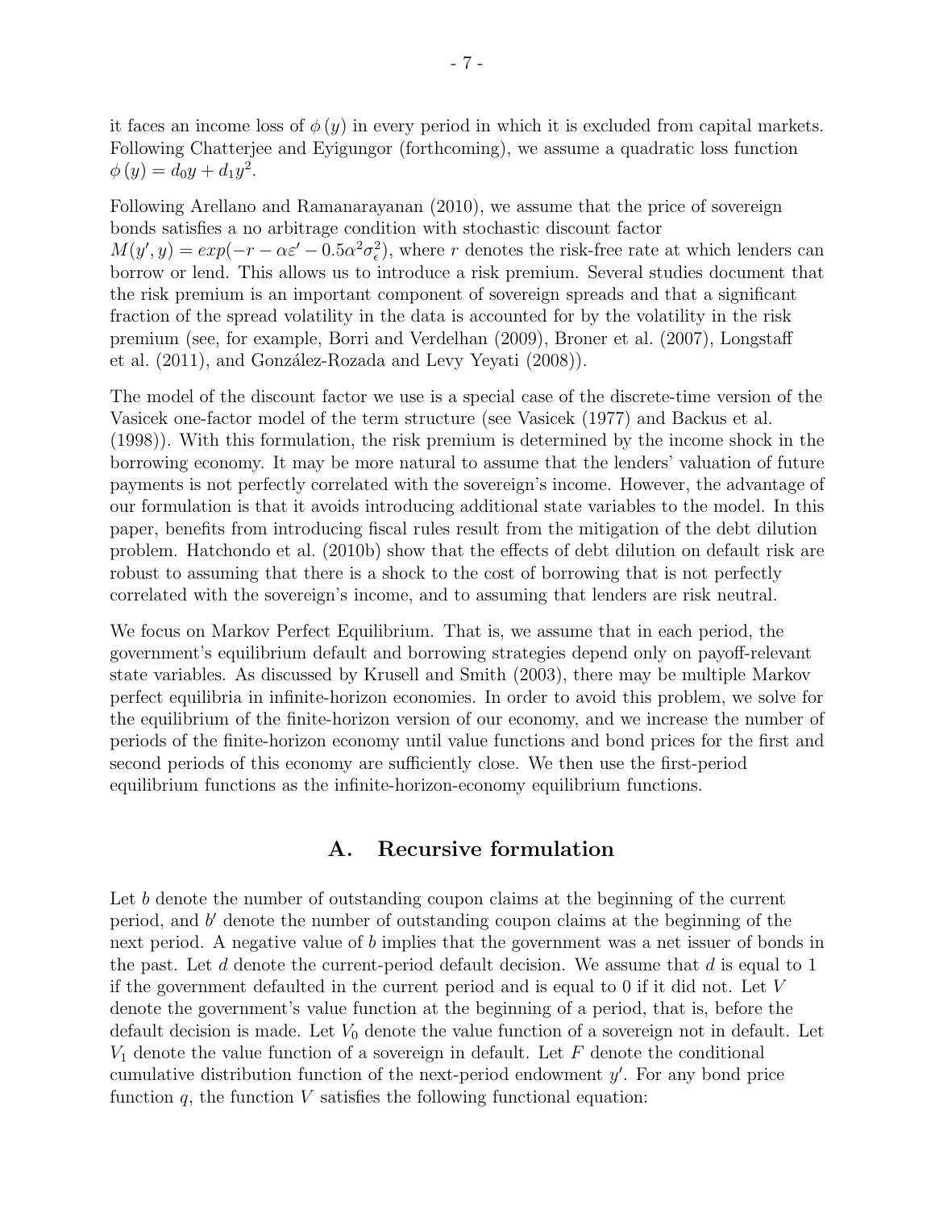it faces an income loss of $\phi(y)$ in every period in which it is excluded from capital markets. Following Chatterjee and Eyigungor (forthcoming), we assume a quadratic loss function $\phi(y) = d_0 y + d_1 y^2$.

Following Arellano and Ramanarayanan (2010), we assume that the price of sovereign bonds satisfies a no arbitrage condition with stochastic discount factor $M(y', y) = exp(-r - \alpha\varepsilon' - 0.5\alpha^2\sigma_\epsilon^2)$, where $r$ denotes the risk-free rate at which lenders can borrow or lend. This allows us to introduce a risk premium. Several studies document that the risk premium is an important component of sovereign spreads and that a significant fraction of the spread volatility in the data is accounted for by the volatility in the risk premium (see, for example, Borri and Verdelhan (2009), Broner et al. (2007), Longstaff et al. (2011), and González-Rozada and Levy Yeyati (2008)).

The model of the discount factor we use is a special case of the discrete-time version of the Vasicek one-factor model of the term structure (see Vasicek (1977) and Backus et al. (1998)). With this formulation, the risk premium is determined by the income shock in the borrowing economy. It may be more natural to assume that the lenders' valuation of future payments is not perfectly correlated with the sovereign's income. However, the advantage of our formulation is that it avoids introducing additional state variables to the model. In this paper, benefits from introducing fiscal rules result from the mitigation of the debt dilution problem. Hatchondo et al. (2010b) show that the effects of debt dilution on default risk are robust to assuming that there is a shock to the cost of borrowing that is not perfectly correlated with the sovereign's income, and to assuming that lenders are risk neutral.

We focus on Markov Perfect Equilibrium. That is, we assume that in each period, the government's equilibrium default and borrowing strategies depend only on payoff-relevant state variables. As discussed by Krusell and Smith (2003), there may be multiple Markov perfect equilibria in infinite-horizon economies. In order to avoid this problem, we solve for the equilibrium of the finite-horizon version of our economy, and we increase the number of periods of the finite-horizon economy until value functions and bond prices for the first and second periods of this economy are sufficiently close. We then use the first-period equilibrium functions as the infinite-horizon-economy equilibrium functions.

## A. Recursive formulation

Let $b$ denote the number of outstanding coupon claims at the beginning of the current period, and $b'$ denote the number of outstanding coupon claims at the beginning of the next period. A negative value of $b$ implies that the government was a net issuer of bonds in the past. Let $d$ denote the current-period default decision. We assume that $d$ is equal to 1 if the government defaulted in the current period and is equal to 0 if it did not. Let $V$ denote the government's value function at the beginning of a period, that is, before the default decision is made. Let $V_0$ denote the value function of a sovereign not in default. Let $V_1$ denote the value function of a sovereign in default. Let $F$ denote the conditional cumulative distribution function of the next-period endowment $y'$. For any bond price function $q$, the function $V$ satisfies the following functional equation: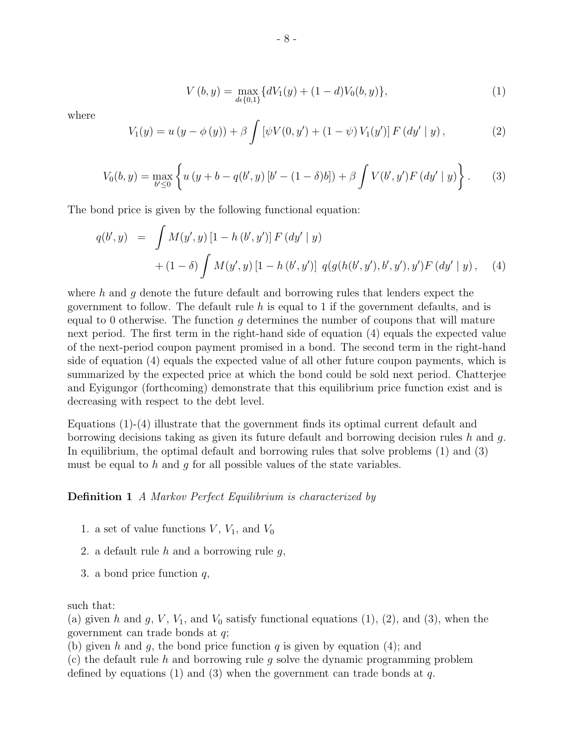$$V(b,y) = \max_{d \epsilon \{0,1\}} \{dV_1(y) + (1-d)V_0(b,y)\}, \tag{1}$$

where

$$V_1(y) = u(y - \phi(y)) + \beta \int [\psi V(0, y') + (1-\psi) V_1(y')] F(dy' \mid y), \tag{2}$$

$$V_0(b,y) = \max_{b' \leq 0} \left\{ u(y + b - q(b', y)[b' - (1-\delta)b]) + \beta \int V(b', y') F(dy' \mid y) \right\}. \tag{3}$$

The bond price is given by the following functional equation:

$$\begin{aligned} q(b', y) &= \int M(y', y)[1 - h(b', y')] F(dy' \mid y) \\ &\quad + (1-\delta) \int M(y', y)[1 - h(b', y')] \; q(g(h(b', y'), b', y'), y') F(dy' \mid y), \end{aligned} \tag{4}$$

where $h$ and $g$ denote the future default and borrowing rules that lenders expect the government to follow. The default rule $h$ is equal to 1 if the government defaults, and is equal to 0 otherwise. The function $g$ determines the number of coupons that will mature next period. The first term in the right-hand side of equation (4) equals the expected value of the next-period coupon payment promised in a bond. The second term in the right-hand side of equation (4) equals the expected value of all other future coupon payments, which is summarized by the expected price at which the bond could be sold next period. Chatterjee and Eyigungor (forthcoming) demonstrate that this equilibrium price function exist and is decreasing with respect to the debt level.

Equations (1)-(4) illustrate that the government finds its optimal current default and borrowing decisions taking as given its future default and borrowing decision rules $h$ and $g$. In equilibrium, the optimal default and borrowing rules that solve problems (1) and (3) must be equal to $h$ and $g$ for all possible values of the state variables.

**Definition 1** *A Markov Perfect Equilibrium is characterized by*

1. a set of value functions $V$, $V_1$, and $V_0$
2. a default rule $h$ and a borrowing rule $g$,
3. a bond price function $q$,

such that:
(a) given $h$ and $g$, $V$, $V_1$, and $V_0$ satisfy functional equations (1), (2), and (3), when the government can trade bonds at $q$;
(b) given $h$ and $g$, the bond price function $q$ is given by equation (4); and
(c) the default rule $h$ and borrowing rule $g$ solve the dynamic programming problem defined by equations (1) and (3) when the government can trade bonds at $q$.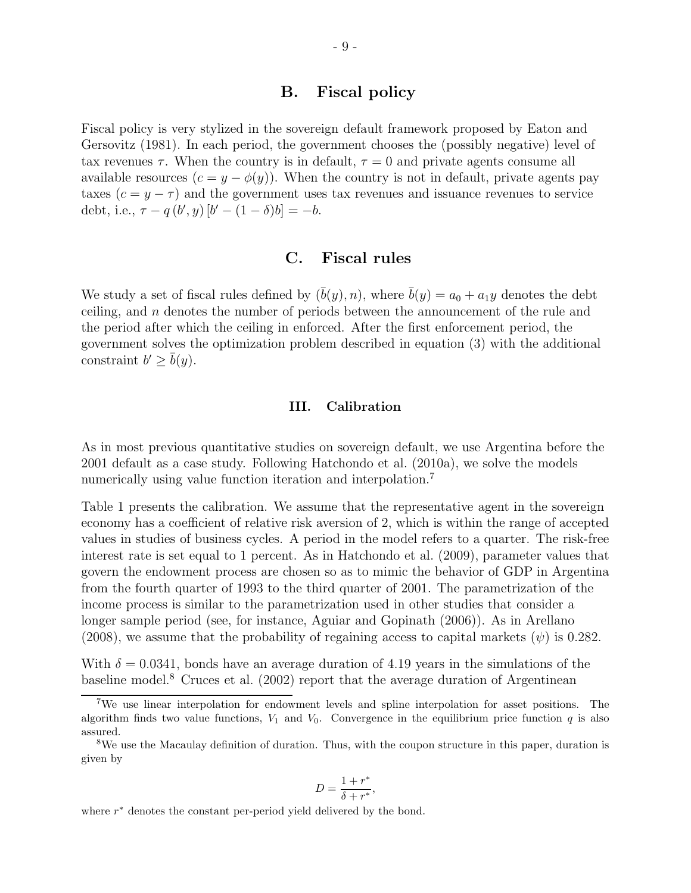## B. Fiscal policy

Fiscal policy is very stylized in the sovereign default framework proposed by Eaton and Gersovitz (1981). In each period, the government chooses the (possibly negative) level of tax revenues $\tau$. When the country is in default, $\tau = 0$ and private agents consume all available resources ($c = y - \phi(y)$). When the country is not in default, private agents pay taxes ($c = y - \tau$) and the government uses tax revenues and issuance revenues to service debt, i.e., $\tau - q(b', y)[b' - (1 - \delta)b] = -b$.

## C. Fiscal rules

We study a set of fiscal rules defined by $(\bar{b}(y), n)$, where $\bar{b}(y) = a_0 + a_1 y$ denotes the debt ceiling, and $n$ denotes the number of periods between the announcement of the rule and the period after which the ceiling in enforced. After the first enforcement period, the government solves the optimization problem described in equation (3) with the additional constraint $b' \geq \bar{b}(y)$.

# III. Calibration

As in most previous quantitative studies on sovereign default, we use Argentina before the 2001 default as a case study. Following Hatchondo et al. (2010a), we solve the models numerically using value function iteration and interpolation.[7]

Table 1 presents the calibration. We assume that the representative agent in the sovereign economy has a coefficient of relative risk aversion of 2, which is within the range of accepted values in studies of business cycles. A period in the model refers to a quarter. The risk-free interest rate is set equal to 1 percent. As in Hatchondo et al. (2009), parameter values that govern the endowment process are chosen so as to mimic the behavior of GDP in Argentina from the fourth quarter of 1993 to the third quarter of 2001. The parametrization of the income process is similar to the parametrization used in other studies that consider a longer sample period (see, for instance, Aguiar and Gopinath (2006)). As in Arellano (2008), we assume that the probability of regaining access to capital markets ($\psi$) is 0.282.

With $\delta = 0.0341$, bonds have an average duration of 4.19 years in the simulations of the baseline model.[8] Cruces et al. (2002) report that the average duration of Argentinean

[7] We use linear interpolation for endowment levels and spline interpolation for asset positions. The algorithm finds two value functions, $V_1$ and $V_0$. Convergence in the equilibrium price function $q$ is also assured.

[8] We use the Macaulay definition of duration. Thus, with the coupon structure in this paper, duration is given by

$$D = \frac{1 + r^*}{\delta + r^*},$$

where $r^*$ denotes the constant per-period yield delivered by the bond.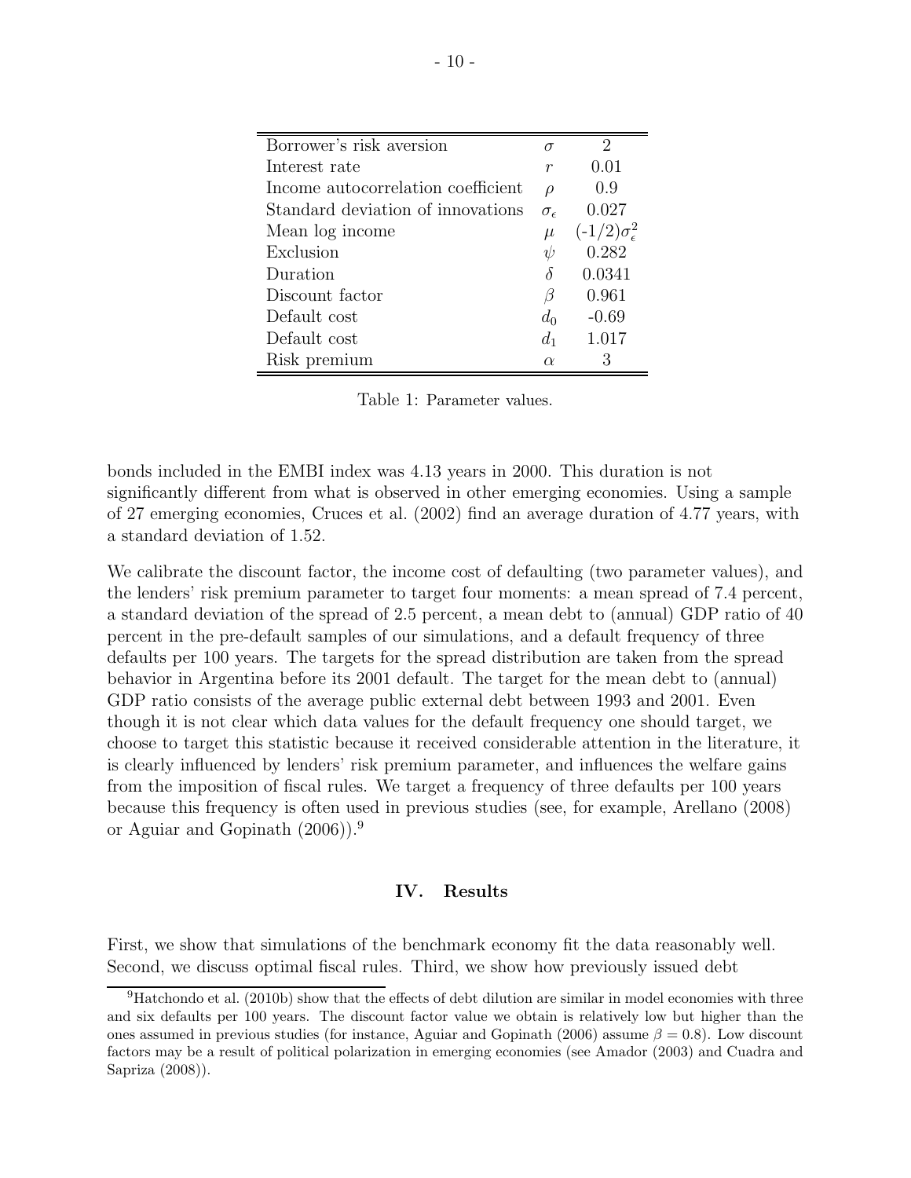| | | |
|---|---|---|
| Borrower's risk aversion | $\sigma$ | 2 |
| Interest rate | $r$ | 0.01 |
| Income autocorrelation coefficient | $\rho$ | 0.9 |
| Standard deviation of innovations | $\sigma_\epsilon$ | 0.027 |
| Mean log income | $\mu$ | $(-1/2)\sigma_\epsilon^2$ |
| Exclusion | $\psi$ | 0.282 |
| Duration | $\delta$ | 0.0341 |
| Discount factor | $\beta$ | 0.961 |
| Default cost | $d_0$ | -0.69 |
| Default cost | $d_1$ | 1.017 |
| Risk premium | $\alpha$ | 3 |

Table 1: Parameter values.

bonds included in the EMBI index was 4.13 years in 2000. This duration is not significantly different from what is observed in other emerging economies. Using a sample of 27 emerging economies, Cruces et al. (2002) find an average duration of 4.77 years, with a standard deviation of 1.52.

We calibrate the discount factor, the income cost of defaulting (two parameter values), and the lenders' risk premium parameter to target four moments: a mean spread of 7.4 percent, a standard deviation of the spread of 2.5 percent, a mean debt to (annual) GDP ratio of 40 percent in the pre-default samples of our simulations, and a default frequency of three defaults per 100 years. The targets for the spread distribution are taken from the spread behavior in Argentina before its 2001 default. The target for the mean debt to (annual) GDP ratio consists of the average public external debt between 1993 and 2001. Even though it is not clear which data values for the default frequency one should target, we choose to target this statistic because it received considerable attention in the literature, it is clearly influenced by lenders' risk premium parameter, and influences the welfare gains from the imposition of fiscal rules. We target a frequency of three defaults per 100 years because this frequency is often used in previous studies (see, for example, Arellano (2008) or Aguiar and Gopinath (2006)).[9]

## IV. Results

First, we show that simulations of the benchmark economy fit the data reasonably well. Second, we discuss optimal fiscal rules. Third, we show how previously issued debt

[9] Hatchondo et al. (2010b) show that the effects of debt dilution are similar in model economies with three and six defaults per 100 years. The discount factor value we obtain is relatively low but higher than the ones assumed in previous studies (for instance, Aguiar and Gopinath (2006) assume $\beta = 0.8$). Low discount factors may be a result of political polarization in emerging economies (see Amador (2003) and Cuadra and Sapriza (2008)).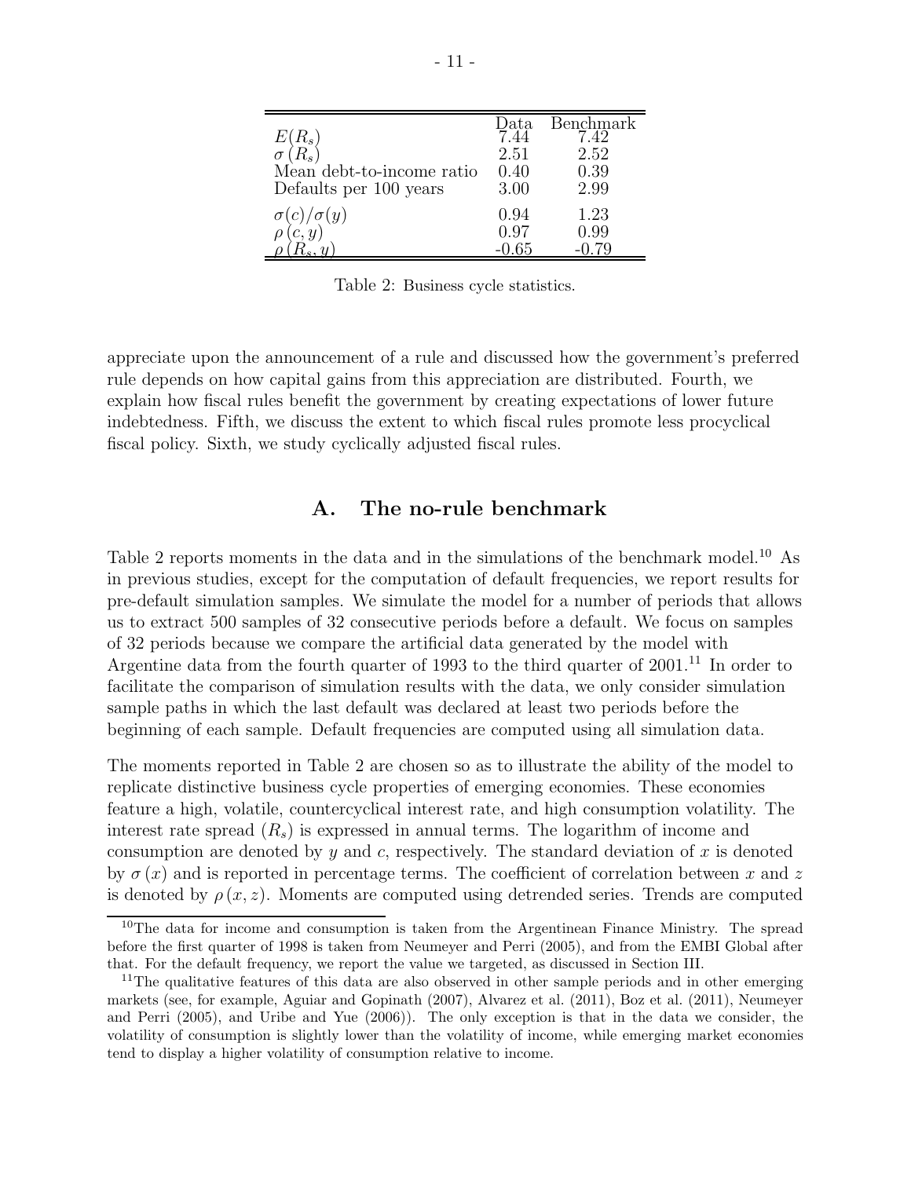| | Data | Benchmark |
|---|---|---|
| $E(R_s)$ | 7.44 | 7.42 |
| $\sigma(R_s)$ | 2.51 | 2.52 |
| Mean debt-to-income ratio | 0.40 | 0.39 |
| Defaults per 100 years | 3.00 | 2.99 |
| $\sigma(c)/\sigma(y)$ | 0.94 | 1.23 |
| $\rho(c, y)$ | 0.97 | 0.99 |
| $\rho(R_s, y)$ | -0.65 | -0.79 |

Table 2: Business cycle statistics.

appreciate upon the announcement of a rule and discussed how the government's preferred rule depends on how capital gains from this appreciation are distributed. Fourth, we explain how fiscal rules benefit the government by creating expectations of lower future indebtedness. Fifth, we discuss the extent to which fiscal rules promote less procyclical fiscal policy. Sixth, we study cyclically adjusted fiscal rules.

## A. The no-rule benchmark

Table 2 reports moments in the data and in the simulations of the benchmark model.[10] As in previous studies, except for the computation of default frequencies, we report results for pre-default simulation samples. We simulate the model for a number of periods that allows us to extract 500 samples of 32 consecutive periods before a default. We focus on samples of 32 periods because we compare the artificial data generated by the model with Argentine data from the fourth quarter of 1993 to the third quarter of 2001.[11] In order to facilitate the comparison of simulation results with the data, we only consider simulation sample paths in which the last default was declared at least two periods before the beginning of each sample. Default frequencies are computed using all simulation data.

The moments reported in Table 2 are chosen so as to illustrate the ability of the model to replicate distinctive business cycle properties of emerging economies. These economies feature a high, volatile, countercyclical interest rate, and high consumption volatility. The interest rate spread ($R_s$) is expressed in annual terms. The logarithm of income and consumption are denoted by $y$ and $c$, respectively. The standard deviation of $x$ is denoted by $\sigma(x)$ and is reported in percentage terms. The coefficient of correlation between $x$ and $z$ is denoted by $\rho(x, z)$. Moments are computed using detrended series. Trends are computed

[10] The data for income and consumption is taken from the Argentinean Finance Ministry. The spread before the first quarter of 1998 is taken from Neumeyer and Perri (2005), and from the EMBI Global after that. For the default frequency, we report the value we targeted, as discussed in Section III.

[11] The qualitative features of this data are also observed in other sample periods and in other emerging markets (see, for example, Aguiar and Gopinath (2007), Alvarez et al. (2011), Boz et al. (2011), Neumeyer and Perri (2005), and Uribe and Yue (2006)). The only exception is that in the data we consider, the volatility of consumption is slightly lower than the volatility of income, while emerging market economies tend to display a higher volatility of consumption relative to income.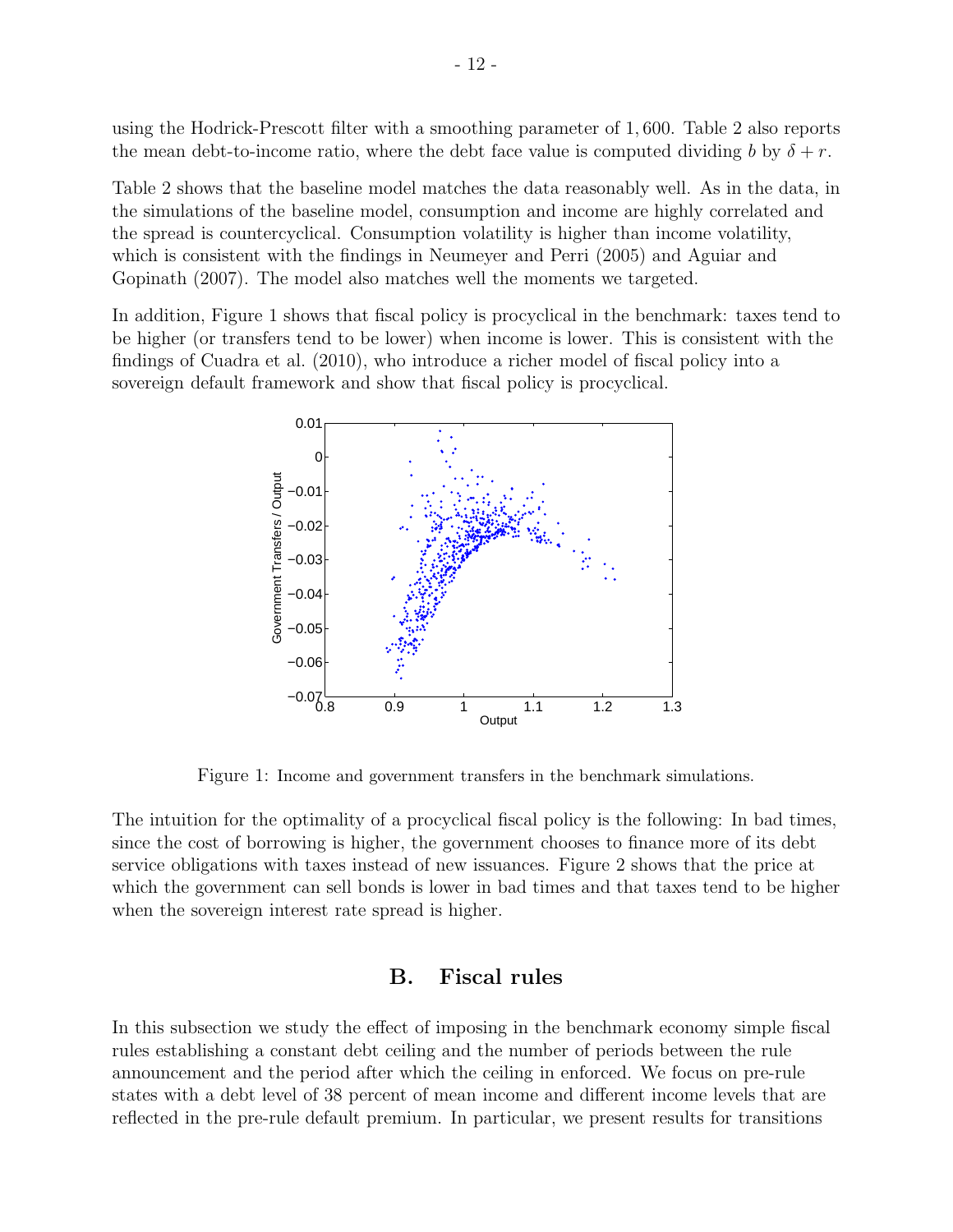using the Hodrick-Prescott filter with a smoothing parameter of 1,600. Table 2 also reports the mean debt-to-income ratio, where the debt face value is computed dividing $b$ by $\delta + r$.

Table 2 shows that the baseline model matches the data reasonably well. As in the data, in the simulations of the baseline model, consumption and income are highly correlated and the spread is countercyclical. Consumption volatility is higher than income volatility, which is consistent with the findings in Neumeyer and Perri (2005) and Aguiar and Gopinath (2007). The model also matches well the moments we targeted.

In addition, Figure 1 shows that fiscal policy is procyclical in the benchmark: taxes tend to be higher (or transfers tend to be lower) when income is lower. This is consistent with the findings of Cuadra et al. (2010), who introduce a richer model of fiscal policy into a sovereign default framework and show that fiscal policy is procyclical.

Figure 1: Income and government transfers in the benchmark simulations.

The intuition for the optimality of a procyclical fiscal policy is the following: In bad times, since the cost of borrowing is higher, the government chooses to finance more of its debt service obligations with taxes instead of new issuances. Figure 2 shows that the price at which the government can sell bonds is lower in bad times and that taxes tend to be higher when the sovereign interest rate spread is higher.

## B. Fiscal rules

In this subsection we study the effect of imposing in the benchmark economy simple fiscal rules establishing a constant debt ceiling and the number of periods between the rule announcement and the period after which the ceiling in enforced. We focus on pre-rule states with a debt level of 38 percent of mean income and different income levels that are reflected in the pre-rule default premium. In particular, we present results for transitions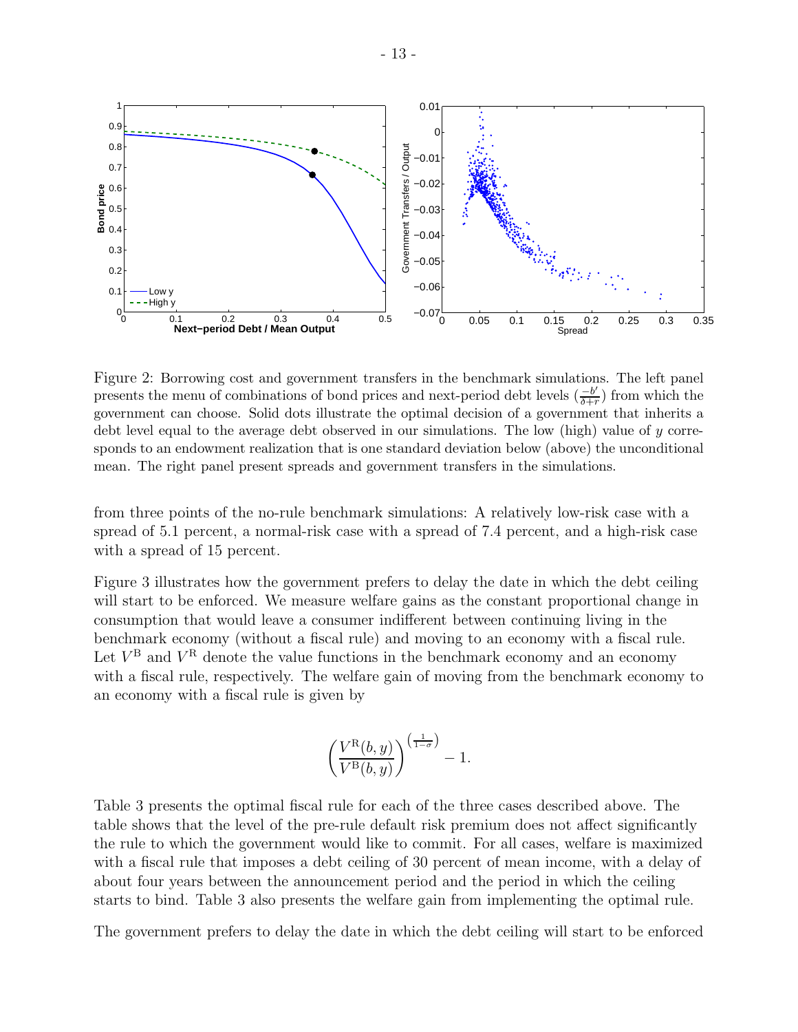Figure 2: Borrowing cost and government transfers in the benchmark simulations. The left panel presents the menu of combinations of bond prices and next-period debt levels ($\frac{-b'}{\delta+r}$) from which the government can choose. Solid dots illustrate the optimal decision of a government that inherits a debt level equal to the average debt observed in our simulations. The low (high) value of $y$ corresponds to an endowment realization that is one standard deviation below (above) the unconditional mean. The right panel present spreads and government transfers in the simulations.

from three points of the no-rule benchmark simulations: A relatively low-risk case with a spread of 5.1 percent, a normal-risk case with a spread of 7.4 percent, and a high-risk case with a spread of 15 percent.

Figure 3 illustrates how the government prefers to delay the date in which the debt ceiling will start to be enforced. We measure welfare gains as the constant proportional change in consumption that would leave a consumer indifferent between continuing living in the benchmark economy (without a fiscal rule) and moving to an economy with a fiscal rule. Let $V^{\mathrm{B}}$ and $V^{\mathrm{R}}$ denote the value functions in the benchmark economy and an economy with a fiscal rule, respectively. The welfare gain of moving from the benchmark economy to an economy with a fiscal rule is given by

$$\left(\frac{V^{\mathrm{R}}(b,y)}{V^{\mathrm{B}}(b,y)}\right)^{\left(\frac{1}{1-\sigma}\right)} - 1.$$

Table 3 presents the optimal fiscal rule for each of the three cases described above. The table shows that the level of the pre-rule default risk premium does not affect significantly the rule to which the government would like to commit. For all cases, welfare is maximized with a fiscal rule that imposes a debt ceiling of 30 percent of mean income, with a delay of about four years between the announcement period and the period in which the ceiling starts to bind. Table 3 also presents the welfare gain from implementing the optimal rule.

The government prefers to delay the date in which the debt ceiling will start to be enforced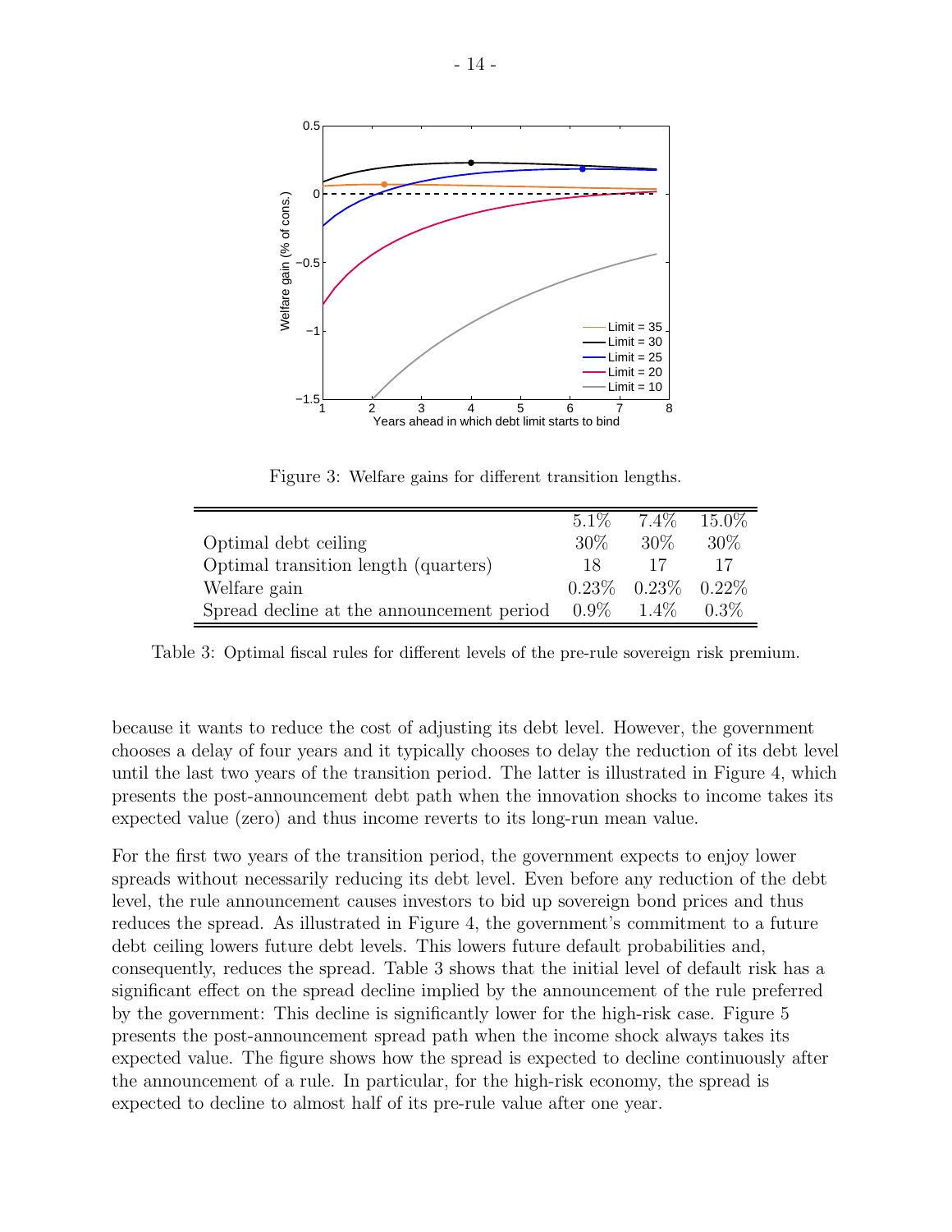Figure 3: Welfare gains for different transition lengths.

| | 5.1% | 7.4% | 15.0% |
|---|---|---|---|
| Optimal debt ceiling | 30% | 30% | 30% |
| Optimal transition length (quarters) | 18 | 17 | 17 |
| Welfare gain | 0.23% | 0.23% | 0.22% |
| Spread decline at the announcement period | 0.9% | 1.4% | 0.3% |

Table 3: Optimal fiscal rules for different levels of the pre-rule sovereign risk premium.

because it wants to reduce the cost of adjusting its debt level. However, the government chooses a delay of four years and it typically chooses to delay the reduction of its debt level until the last two years of the transition period. The latter is illustrated in Figure 4, which presents the post-announcement debt path when the innovation shocks to income takes its expected value (zero) and thus income reverts to its long-run mean value.

For the first two years of the transition period, the government expects to enjoy lower spreads without necessarily reducing its debt level. Even before any reduction of the debt level, the rule announcement causes investors to bid up sovereign bond prices and thus reduces the spread. As illustrated in Figure 4, the government's commitment to a future debt ceiling lowers future debt levels. This lowers future default probabilities and, consequently, reduces the spread. Table 3 shows that the initial level of default risk has a significant effect on the spread decline implied by the announcement of the rule preferred by the government: This decline is significantly lower for the high-risk case. Figure 5 presents the post-announcement spread path when the income shock always takes its expected value. The figure shows how the spread is expected to decline continuously after the announcement of a rule. In particular, for the high-risk economy, the spread is expected to decline to almost half of its pre-rule value after one year.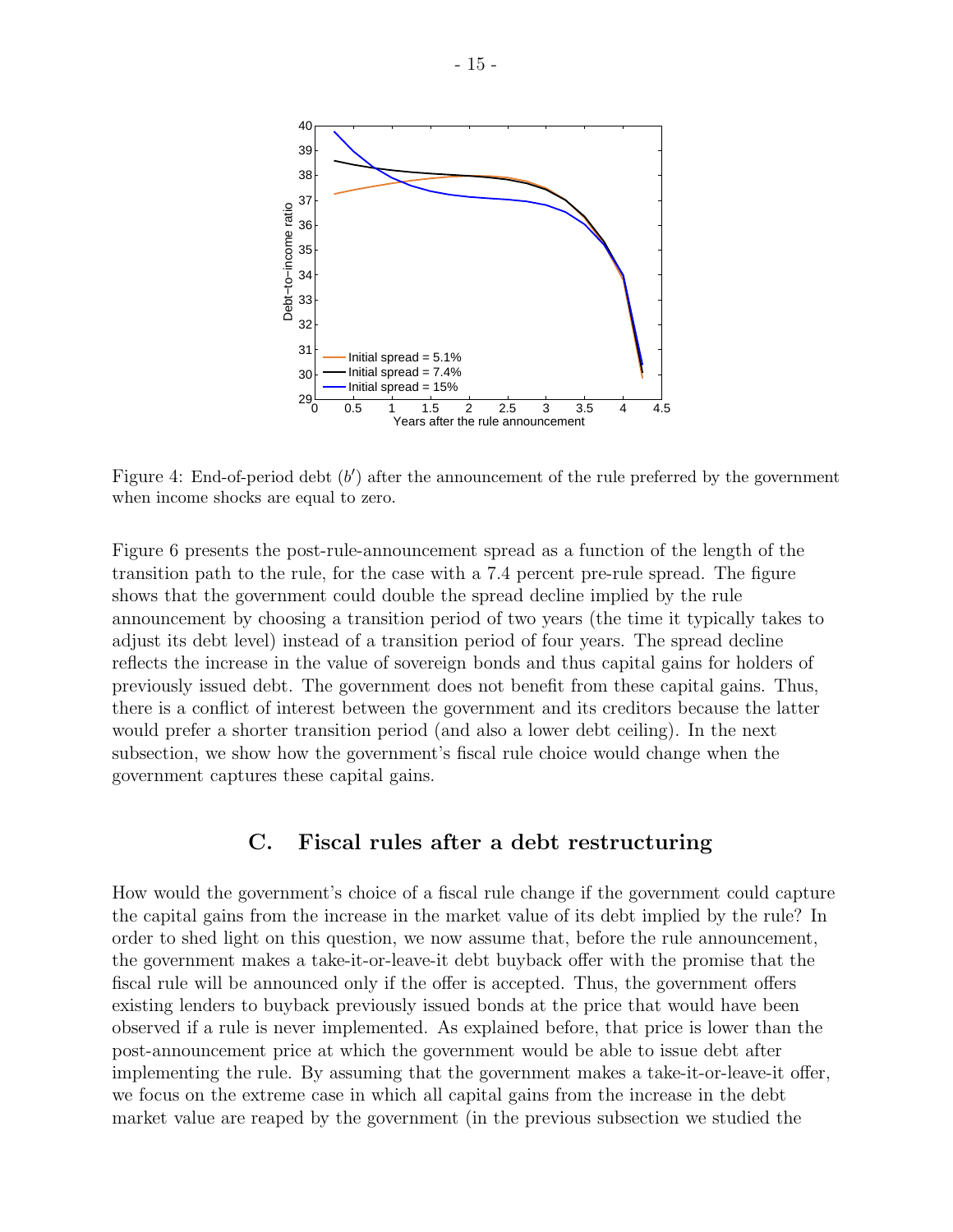Figure 4: End-of-period debt ($b'$) after the announcement of the rule preferred by the government when income shocks are equal to zero.

Figure 6 presents the post-rule-announcement spread as a function of the length of the transition path to the rule, for the case with a 7.4 percent pre-rule spread. The figure shows that the government could double the spread decline implied by the rule announcement by choosing a transition period of two years (the time it typically takes to adjust its debt level) instead of a transition period of four years. The spread decline reflects the increase in the value of sovereign bonds and thus capital gains for holders of previously issued debt. The government does not benefit from these capital gains. Thus, there is a conflict of interest between the government and its creditors because the latter would prefer a shorter transition period (and also a lower debt ceiling). In the next subsection, we show how the government's fiscal rule choice would change when the government captures these capital gains.

## C. Fiscal rules after a debt restructuring

How would the government's choice of a fiscal rule change if the government could capture the capital gains from the increase in the market value of its debt implied by the rule? In order to shed light on this question, we now assume that, before the rule announcement, the government makes a take-it-or-leave-it debt buyback offer with the promise that the fiscal rule will be announced only if the offer is accepted. Thus, the government offers existing lenders to buyback previously issued bonds at the price that would have been observed if a rule is never implemented. As explained before, that price is lower than the post-announcement price at which the government would be able to issue debt after implementing the rule. By assuming that the government makes a take-it-or-leave-it offer, we focus on the extreme case in which all capital gains from the increase in the debt market value are reaped by the government (in the previous subsection we studied the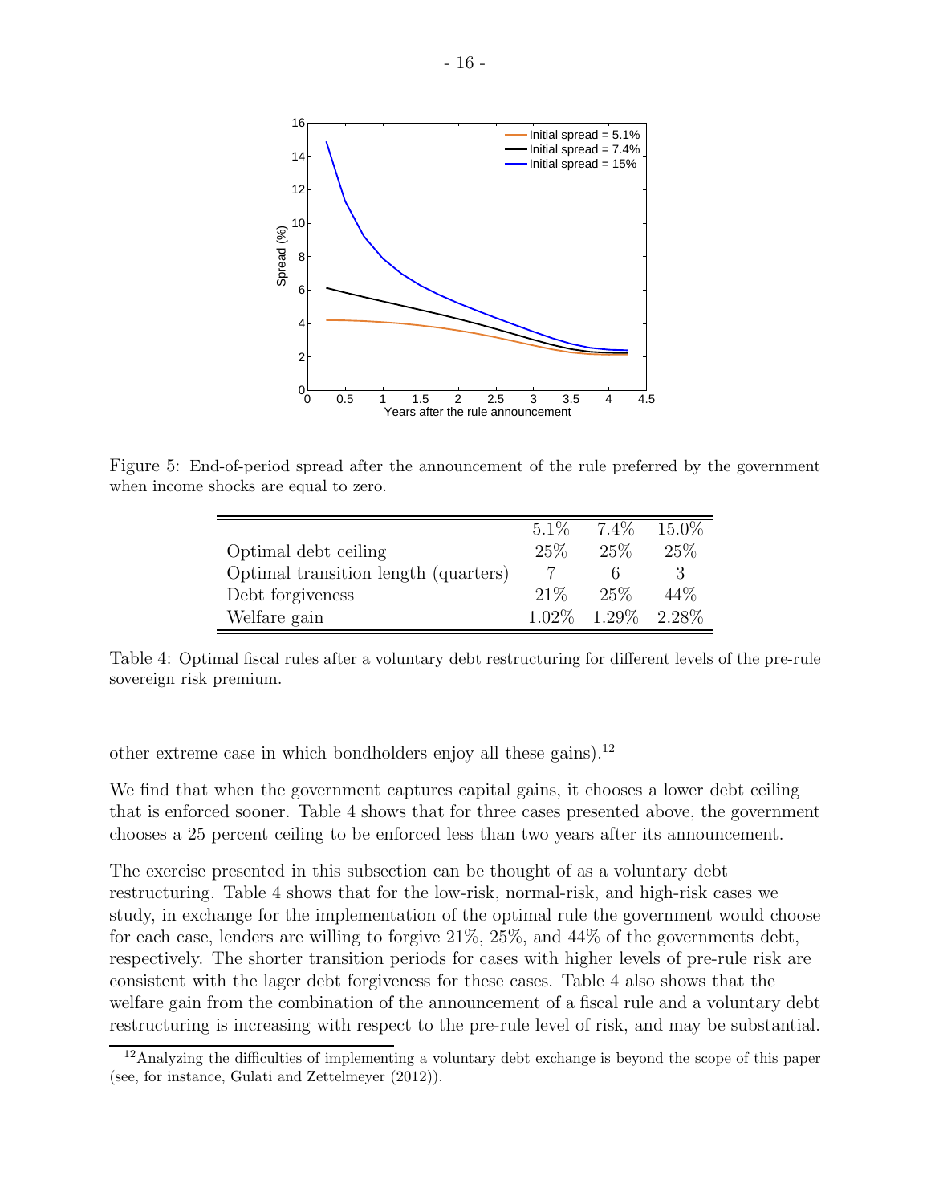Figure 5: End-of-period spread after the announcement of the rule preferred by the government when income shocks are equal to zero.

| | 5.1% | 7.4% | 15.0% |
|---|---|---|---|
| Optimal debt ceiling | 25% | 25% | 25% |
| Optimal transition length (quarters) | 7 | 6 | 3 |
| Debt forgiveness | 21% | 25% | 44% |
| Welfare gain | 1.02% | 1.29% | 2.28% |

Table 4: Optimal fiscal rules after a voluntary debt restructuring for different levels of the pre-rule sovereign risk premium.

other extreme case in which bondholders enjoy all these gains).[12]

We find that when the government captures capital gains, it chooses a lower debt ceiling that is enforced sooner. Table 4 shows that for three cases presented above, the government chooses a 25 percent ceiling to be enforced less than two years after its announcement.

The exercise presented in this subsection can be thought of as a voluntary debt restructuring. Table 4 shows that for the low-risk, normal-risk, and high-risk cases we study, in exchange for the implementation of the optimal rule the government would choose for each case, lenders are willing to forgive 21%, 25%, and 44% of the governments debt, respectively. The shorter transition periods for cases with higher levels of pre-rule risk are consistent with the lager debt forgiveness for these cases. Table 4 also shows that the welfare gain from the combination of the announcement of a fiscal rule and a voluntary debt restructuring is increasing with respect to the pre-rule level of risk, and may be substantial.

[12] Analyzing the difficulties of implementing a voluntary debt exchange is beyond the scope of this paper (see, for instance, Gulati and Zettelmeyer (2012)).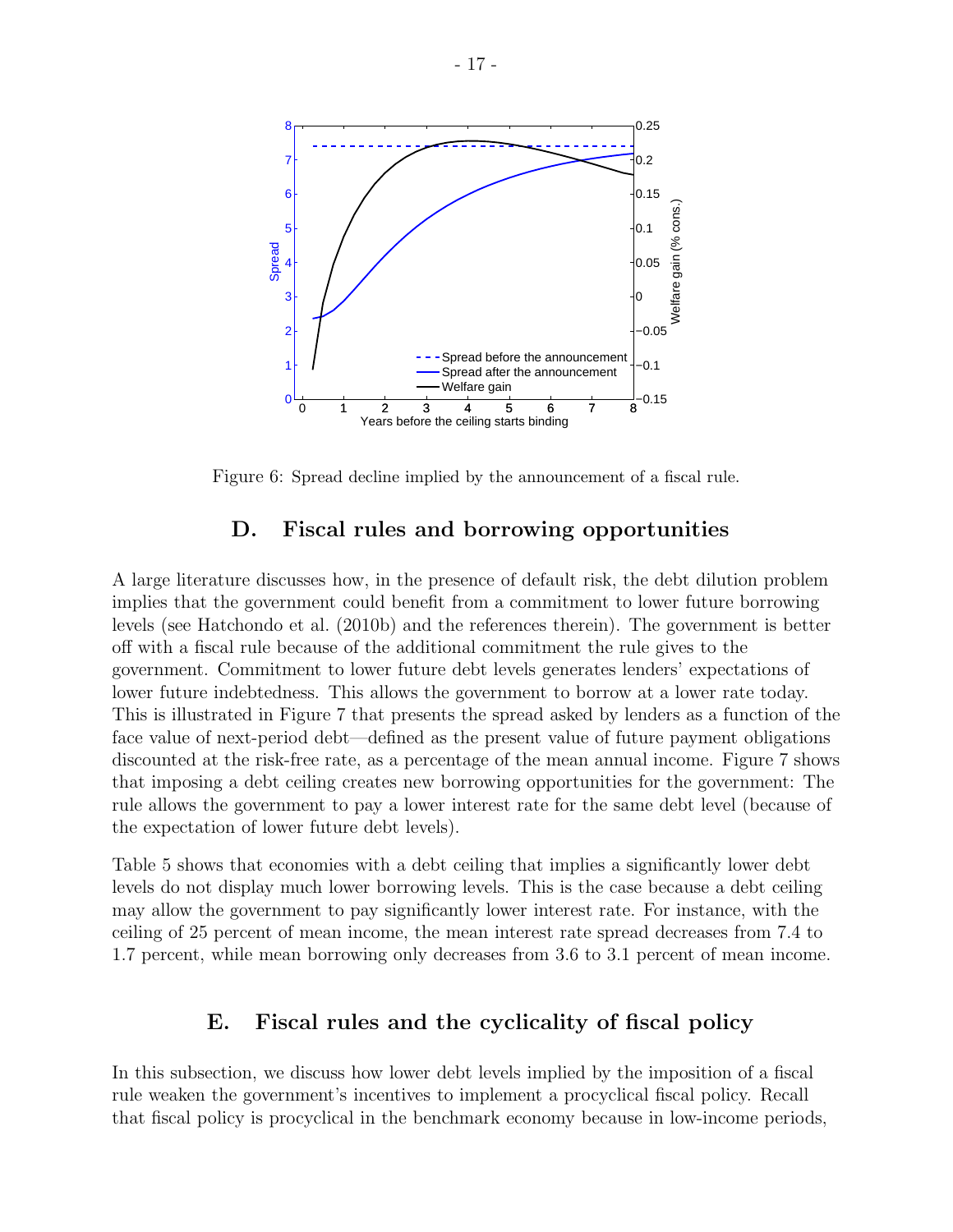Figure 6: Spread decline implied by the announcement of a fiscal rule.

## D. Fiscal rules and borrowing opportunities

A large literature discusses how, in the presence of default risk, the debt dilution problem implies that the government could benefit from a commitment to lower future borrowing levels (see Hatchondo et al. (2010b) and the references therein). The government is better off with a fiscal rule because of the additional commitment the rule gives to the government. Commitment to lower future debt levels generates lenders' expectations of lower future indebtedness. This allows the government to borrow at a lower rate today. This is illustrated in Figure 7 that presents the spread asked by lenders as a function of the face value of next-period debt—defined as the present value of future payment obligations discounted at the risk-free rate, as a percentage of the mean annual income. Figure 7 shows that imposing a debt ceiling creates new borrowing opportunities for the government: The rule allows the government to pay a lower interest rate for the same debt level (because of the expectation of lower future debt levels).

Table 5 shows that economies with a debt ceiling that implies a significantly lower debt levels do not display much lower borrowing levels. This is the case because a debt ceiling may allow the government to pay significantly lower interest rate. For instance, with the ceiling of 25 percent of mean income, the mean interest rate spread decreases from 7.4 to 1.7 percent, while mean borrowing only decreases from 3.6 to 3.1 percent of mean income.

## E. Fiscal rules and the cyclicality of fiscal policy

In this subsection, we discuss how lower debt levels implied by the imposition of a fiscal rule weaken the government's incentives to implement a procyclical fiscal policy. Recall that fiscal policy is procyclical in the benchmark economy because in low-income periods,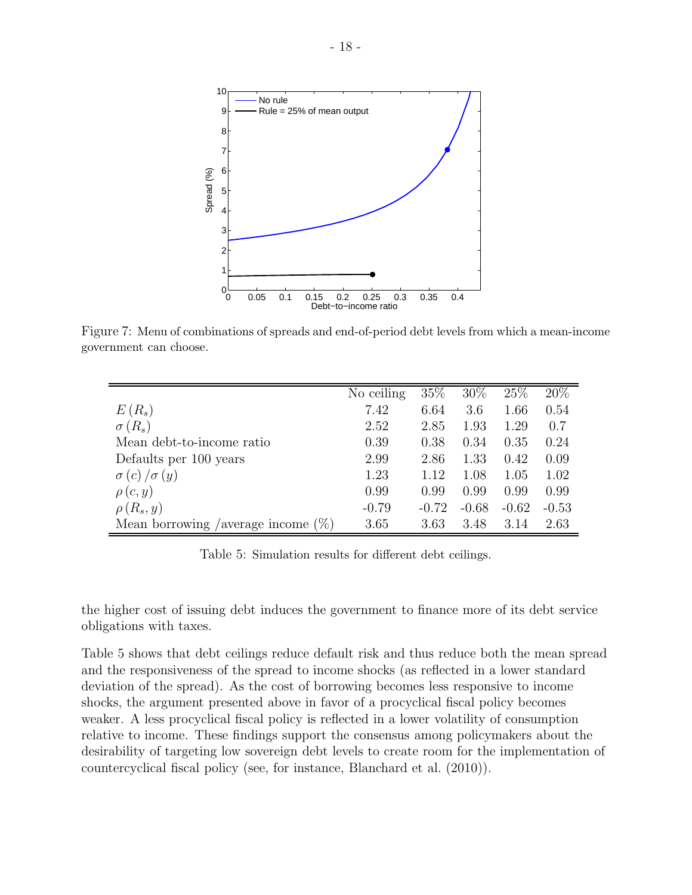Figure 7: Menu of combinations of spreads and end-of-period debt levels from which a mean-income government can choose.

| | No ceiling | 35% | 30% | 25% | 20% |
|---|---|---|---|---|---|
| $E(R_s)$ | 7.42 | 6.64 | 3.6 | 1.66 | 0.54 |
| $\sigma(R_s)$ | 2.52 | 2.85 | 1.93 | 1.29 | 0.7 |
| Mean debt-to-income ratio | 0.39 | 0.38 | 0.34 | 0.35 | 0.24 |
| Defaults per 100 years | 2.99 | 2.86 | 1.33 | 0.42 | 0.09 |
| $\sigma(c)/\sigma(y)$ | 1.23 | 1.12 | 1.08 | 1.05 | 1.02 |
| $\rho(c, y)$ | 0.99 | 0.99 | 0.99 | 0.99 | 0.99 |
| $\rho(R_s, y)$ | -0.79 | -0.72 | -0.68 | -0.62 | -0.53 |
| Mean borrowing /average income (%) | 3.65 | 3.63 | 3.48 | 3.14 | 2.63 |

Table 5: Simulation results for different debt ceilings.

the higher cost of issuing debt induces the government to finance more of its debt service obligations with taxes.

Table 5 shows that debt ceilings reduce default risk and thus reduce both the mean spread and the responsiveness of the spread to income shocks (as reflected in a lower standard deviation of the spread). As the cost of borrowing becomes less responsive to income shocks, the argument presented above in favor of a procyclical fiscal policy becomes weaker. A less procyclical fiscal policy is reflected in a lower volatility of consumption relative to income. These findings support the consensus among policymakers about the desirability of targeting low sovereign debt levels to create room for the implementation of countercyclical fiscal policy (see, for instance, Blanchard et al. (2010)).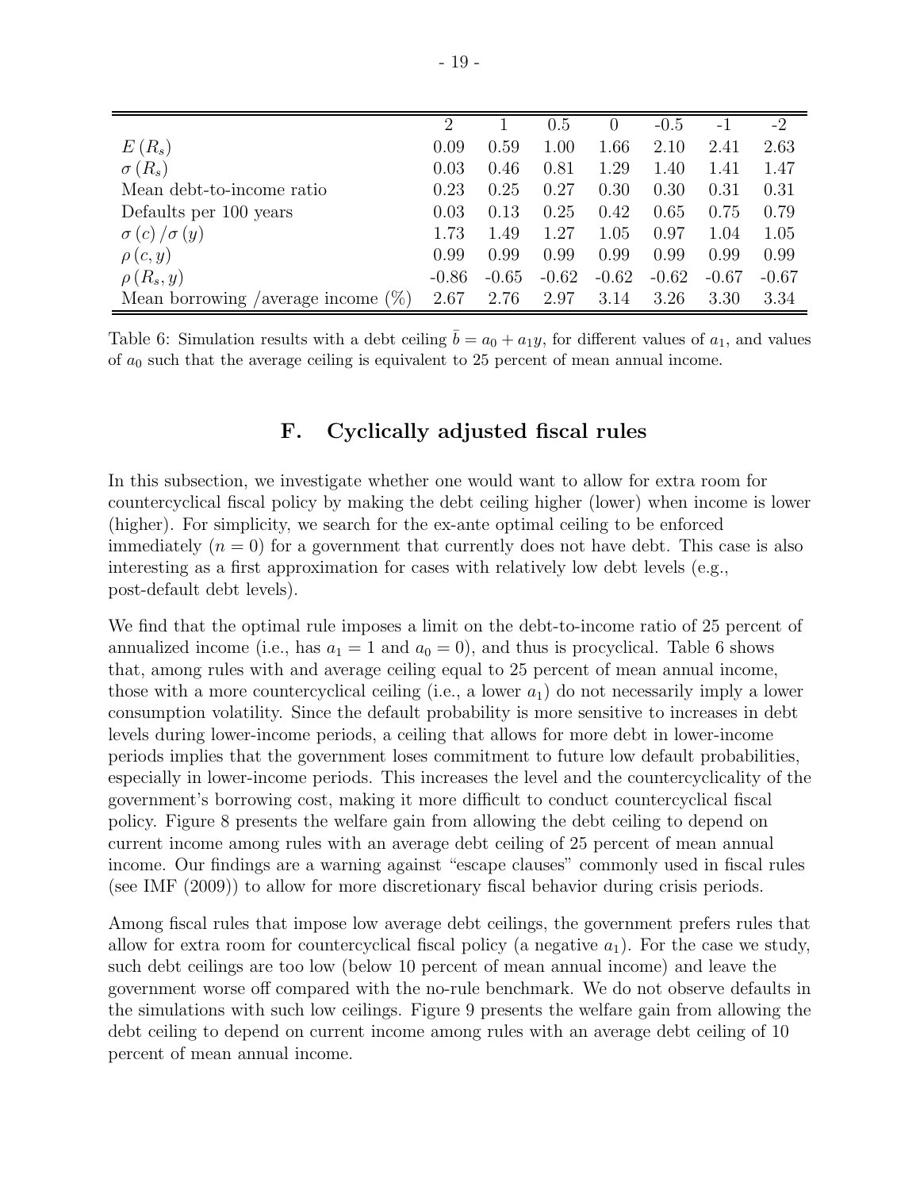| | 2 | 1 | 0.5 | 0 | -0.5 | -1 | -2 |
|---|---|---|---|---|---|---|---|
| $E(R_s)$ | 0.09 | 0.59 | 1.00 | 1.66 | 2.10 | 2.41 | 2.63 |
| $\sigma(R_s)$ | 0.03 | 0.46 | 0.81 | 1.29 | 1.40 | 1.41 | 1.47 |
| Mean debt-to-income ratio | 0.23 | 0.25 | 0.27 | 0.30 | 0.30 | 0.31 | 0.31 |
| Defaults per 100 years | 0.03 | 0.13 | 0.25 | 0.42 | 0.65 | 0.75 | 0.79 |
| $\sigma(c)/\sigma(y)$ | 1.73 | 1.49 | 1.27 | 1.05 | 0.97 | 1.04 | 1.05 |
| $\rho(c,y)$ | 0.99 | 0.99 | 0.99 | 0.99 | 0.99 | 0.99 | 0.99 |
| $\rho(R_s,y)$ | -0.86 | -0.65 | -0.62 | -0.62 | -0.62 | -0.67 | -0.67 |
| Mean borrowing /average income (%) | 2.67 | 2.76 | 2.97 | 3.14 | 3.26 | 3.30 | 3.34 |

Table 6: Simulation results with a debt ceiling $\bar{b} = a_0 + a_1 y$, for different values of $a_1$, and values of $a_0$ such that the average ceiling is equivalent to 25 percent of mean annual income.

## F. Cyclically adjusted fiscal rules

In this subsection, we investigate whether one would want to allow for extra room for countercyclical fiscal policy by making the debt ceiling higher (lower) when income is lower (higher). For simplicity, we search for the ex-ante optimal ceiling to be enforced immediately ($n = 0$) for a government that currently does not have debt. This case is also interesting as a first approximation for cases with relatively low debt levels (e.g., post-default debt levels).

We find that the optimal rule imposes a limit on the debt-to-income ratio of 25 percent of annualized income (i.e., has $a_1 = 1$ and $a_0 = 0$), and thus is procyclical. Table 6 shows that, among rules with and average ceiling equal to 25 percent of mean annual income, those with a more countercyclical ceiling (i.e., a lower $a_1$) do not necessarily imply a lower consumption volatility. Since the default probability is more sensitive to increases in debt levels during lower-income periods, a ceiling that allows for more debt in lower-income periods implies that the government loses commitment to future low default probabilities, especially in lower-income periods. This increases the level and the countercyclicality of the government's borrowing cost, making it more difficult to conduct countercyclical fiscal policy. Figure 8 presents the welfare gain from allowing the debt ceiling to depend on current income among rules with an average debt ceiling of 25 percent of mean annual income. Our findings are a warning against "escape clauses" commonly used in fiscal rules (see IMF (2009)) to allow for more discretionary fiscal behavior during crisis periods.

Among fiscal rules that impose low average debt ceilings, the government prefers rules that allow for extra room for countercyclical fiscal policy (a negative $a_1$). For the case we study, such debt ceilings are too low (below 10 percent of mean annual income) and leave the government worse off compared with the no-rule benchmark. We do not observe defaults in the simulations with such low ceilings. Figure 9 presents the welfare gain from allowing the debt ceiling to depend on current income among rules with an average debt ceiling of 10 percent of mean annual income.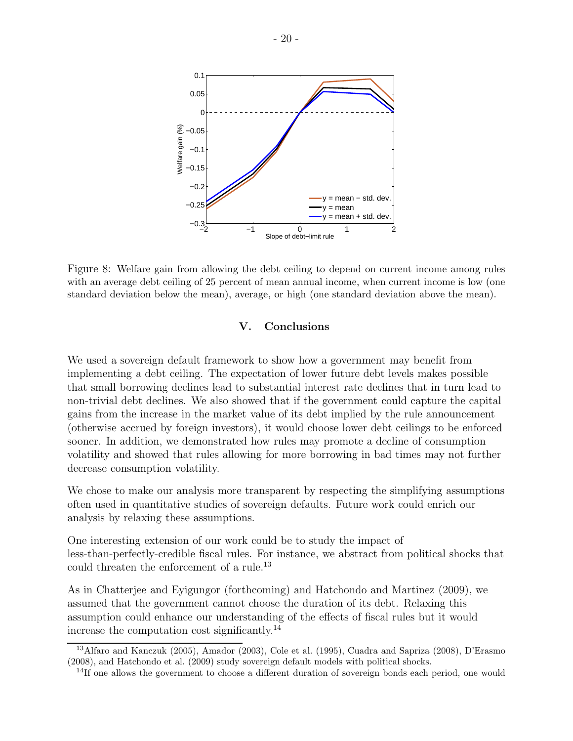Figure 8: Welfare gain from allowing the debt ceiling to depend on current income among rules with an average debt ceiling of 25 percent of mean annual income, when current income is low (one standard deviation below the mean), average, or high (one standard deviation above the mean).

## V. Conclusions

We used a sovereign default framework to show how a government may benefit from implementing a debt ceiling. The expectation of lower future debt levels makes possible that small borrowing declines lead to substantial interest rate declines that in turn lead to non-trivial debt declines. We also showed that if the government could capture the capital gains from the increase in the market value of its debt implied by the rule announcement (otherwise accrued by foreign investors), it would choose lower debt ceilings to be enforced sooner. In addition, we demonstrated how rules may promote a decline of consumption volatility and showed that rules allowing for more borrowing in bad times may not further decrease consumption volatility.

We chose to make our analysis more transparent by respecting the simplifying assumptions often used in quantitative studies of sovereign defaults. Future work could enrich our analysis by relaxing these assumptions.

One interesting extension of our work could be to study the impact of less-than-perfectly-credible fiscal rules. For instance, we abstract from political shocks that could threaten the enforcement of a rule.[13]

As in Chatterjee and Eyigungor (forthcoming) and Hatchondo and Martinez (2009), we assumed that the government cannot choose the duration of its debt. Relaxing this assumption could enhance our understanding of the effects of fiscal rules but it would increase the computation cost significantly.[14]

---

[13] Alfaro and Kanczuk (2005), Amador (2003), Cole et al. (1995), Cuadra and Sapriza (2008), D'Erasmo (2008), and Hatchondo et al. (2009) study sovereign default models with political shocks.

[14] If one allows the government to choose a different duration of sovereign bonds each period, one would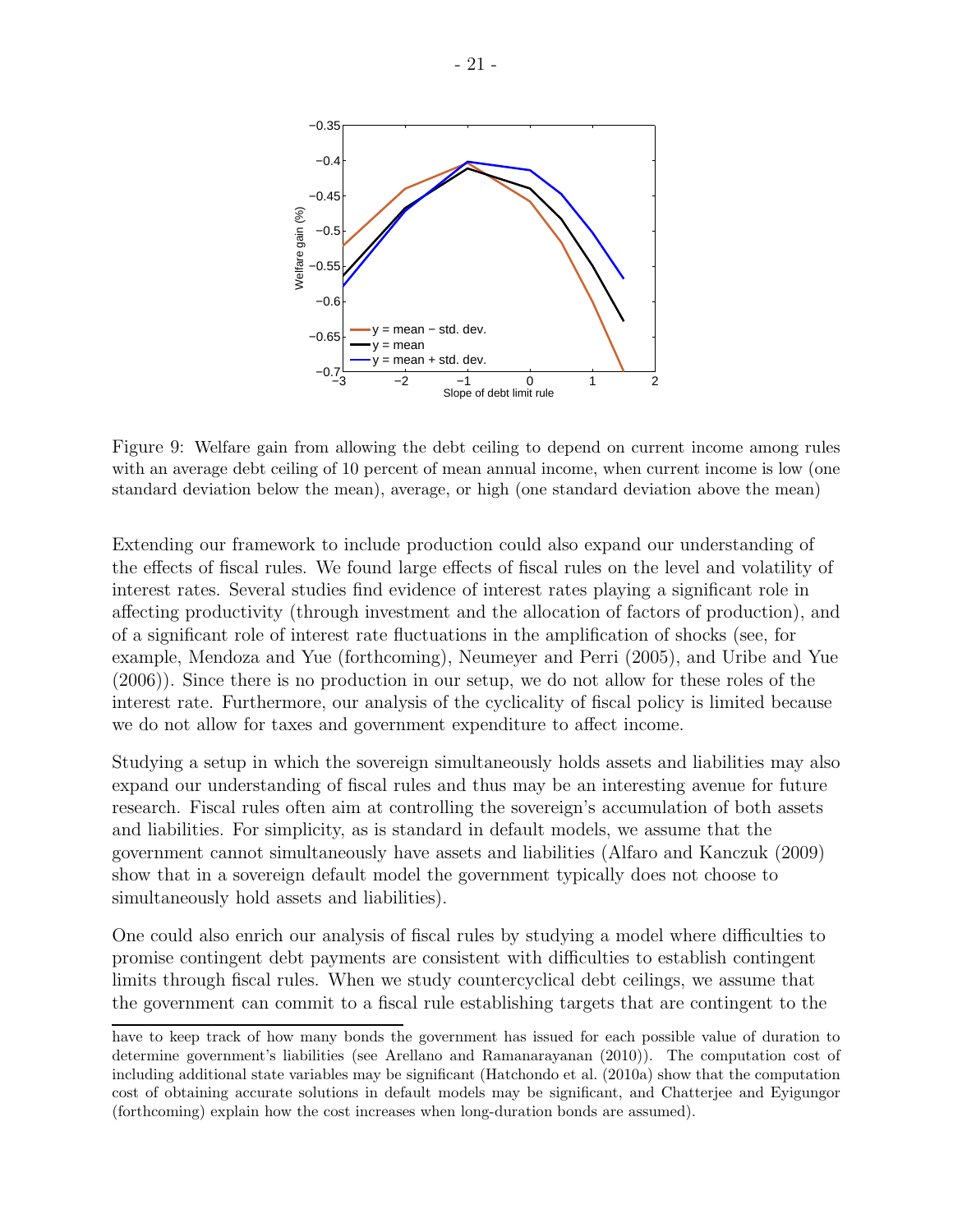Figure 9: Welfare gain from allowing the debt ceiling to depend on current income among rules with an average debt ceiling of 10 percent of mean annual income, when current income is low (one standard deviation below the mean), average, or high (one standard deviation above the mean)

Extending our framework to include production could also expand our understanding of the effects of fiscal rules. We found large effects of fiscal rules on the level and volatility of interest rates. Several studies find evidence of interest rates playing a significant role in affecting productivity (through investment and the allocation of factors of production), and of a significant role of interest rate fluctuations in the amplification of shocks (see, for example, Mendoza and Yue (forthcoming), Neumeyer and Perri (2005), and Uribe and Yue (2006)). Since there is no production in our setup, we do not allow for these roles of the interest rate. Furthermore, our analysis of the cyclicality of fiscal policy is limited because we do not allow for taxes and government expenditure to affect income.

Studying a setup in which the sovereign simultaneously holds assets and liabilities may also expand our understanding of fiscal rules and thus may be an interesting avenue for future research. Fiscal rules often aim at controlling the sovereign's accumulation of both assets and liabilities. For simplicity, as is standard in default models, we assume that the government cannot simultaneously have assets and liabilities (Alfaro and Kanczuk (2009) show that in a sovereign default model the government typically does not choose to simultaneously hold assets and liabilities).

One could also enrich our analysis of fiscal rules by studying a model where difficulties to promise contingent debt payments are consistent with difficulties to establish contingent limits through fiscal rules. When we study countercyclical debt ceilings, we assume that the government can commit to a fiscal rule establishing targets that are contingent to the

---

have to keep track of how many bonds the government has issued for each possible value of duration to determine government's liabilities (see Arellano and Ramanarayanan (2010)). The computation cost of including additional state variables may be significant (Hatchondo et al. (2010a) show that the computation cost of obtaining accurate solutions in default models may be significant, and Chatterjee and Eyigungor (forthcoming) explain how the cost increases when long-duration bonds are assumed).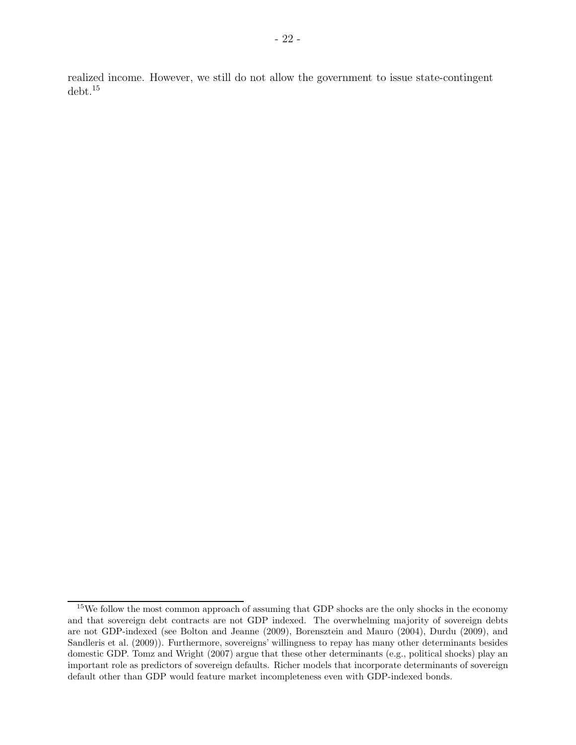realized income. However, we still do not allow the government to issue state-contingent debt.[15]

---

[15]We follow the most common approach of assuming that GDP shocks are the only shocks in the economy and that sovereign debt contracts are not GDP indexed. The overwhelming majority of sovereign debts are not GDP-indexed (see Bolton and Jeanne (2009), Borensztein and Mauro (2004), Durdu (2009), and Sandleris et al. (2009)). Furthermore, sovereigns' willingness to repay has many other determinants besides domestic GDP. Tomz and Wright (2007) argue that these other determinants (e.g., political shocks) play an important role as predictors of sovereign defaults. Richer models that incorporate determinants of sovereign default other than GDP would feature market incompleteness even with GDP-indexed bonds.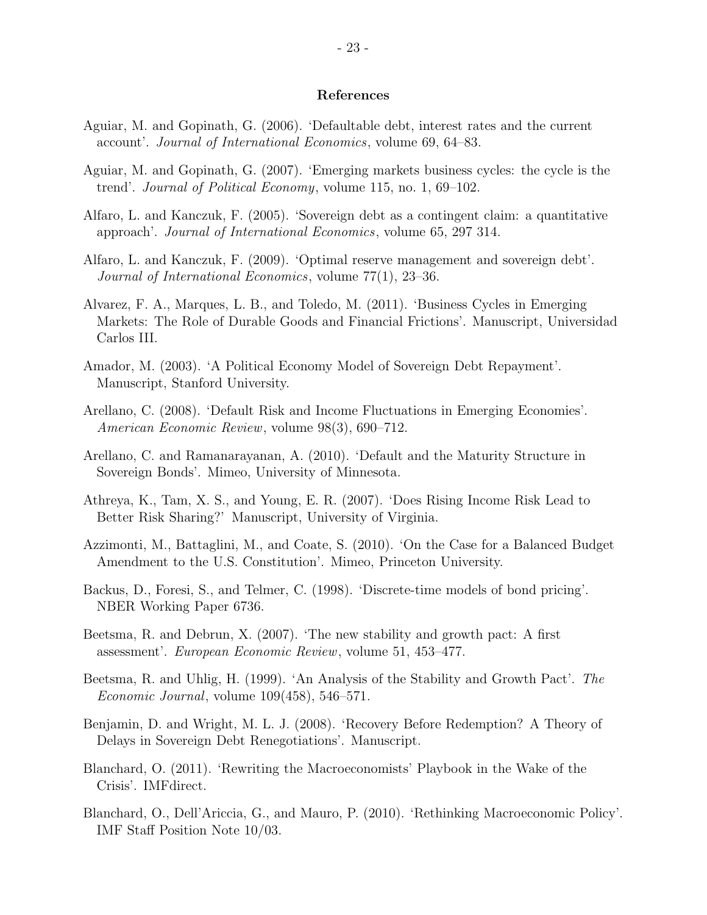## References

Aguiar, M. and Gopinath, G. (2006). 'Defaultable debt, interest rates and the current account'. *Journal of International Economics*, volume 69, 64–83.

Aguiar, M. and Gopinath, G. (2007). 'Emerging markets business cycles: the cycle is the trend'. *Journal of Political Economy*, volume 115, no. 1, 69–102.

Alfaro, L. and Kanczuk, F. (2005). 'Sovereign debt as a contingent claim: a quantitative approach'. *Journal of International Economics*, volume 65, 297 314.

Alfaro, L. and Kanczuk, F. (2009). 'Optimal reserve management and sovereign debt'. *Journal of International Economics*, volume 77(1), 23–36.

Alvarez, F. A., Marques, L. B., and Toledo, M. (2011). 'Business Cycles in Emerging Markets: The Role of Durable Goods and Financial Frictions'. Manuscript, Universidad Carlos III.

Amador, M. (2003). 'A Political Economy Model of Sovereign Debt Repayment'. Manuscript, Stanford University.

Arellano, C. (2008). 'Default Risk and Income Fluctuations in Emerging Economies'. *American Economic Review*, volume 98(3), 690–712.

Arellano, C. and Ramanarayanan, A. (2010). 'Default and the Maturity Structure in Sovereign Bonds'. Mimeo, University of Minnesota.

Athreya, K., Tam, X. S., and Young, E. R. (2007). 'Does Rising Income Risk Lead to Better Risk Sharing?' Manuscript, University of Virginia.

Azzimonti, M., Battaglini, M., and Coate, S. (2010). 'On the Case for a Balanced Budget Amendment to the U.S. Constitution'. Mimeo, Princeton University.

Backus, D., Foresi, S., and Telmer, C. (1998). 'Discrete-time models of bond pricing'. NBER Working Paper 6736.

Beetsma, R. and Debrun, X. (2007). 'The new stability and growth pact: A first assessment'. *European Economic Review*, volume 51, 453–477.

Beetsma, R. and Uhlig, H. (1999). 'An Analysis of the Stability and Growth Pact'. *The Economic Journal*, volume 109(458), 546–571.

Benjamin, D. and Wright, M. L. J. (2008). 'Recovery Before Redemption? A Theory of Delays in Sovereign Debt Renegotiations'. Manuscript.

Blanchard, O. (2011). 'Rewriting the Macroeconomists' Playbook in the Wake of the Crisis'. IMFdirect.

Blanchard, O., Dell'Ariccia, G., and Mauro, P. (2010). 'Rethinking Macroeconomic Policy'. IMF Staff Position Note 10/03.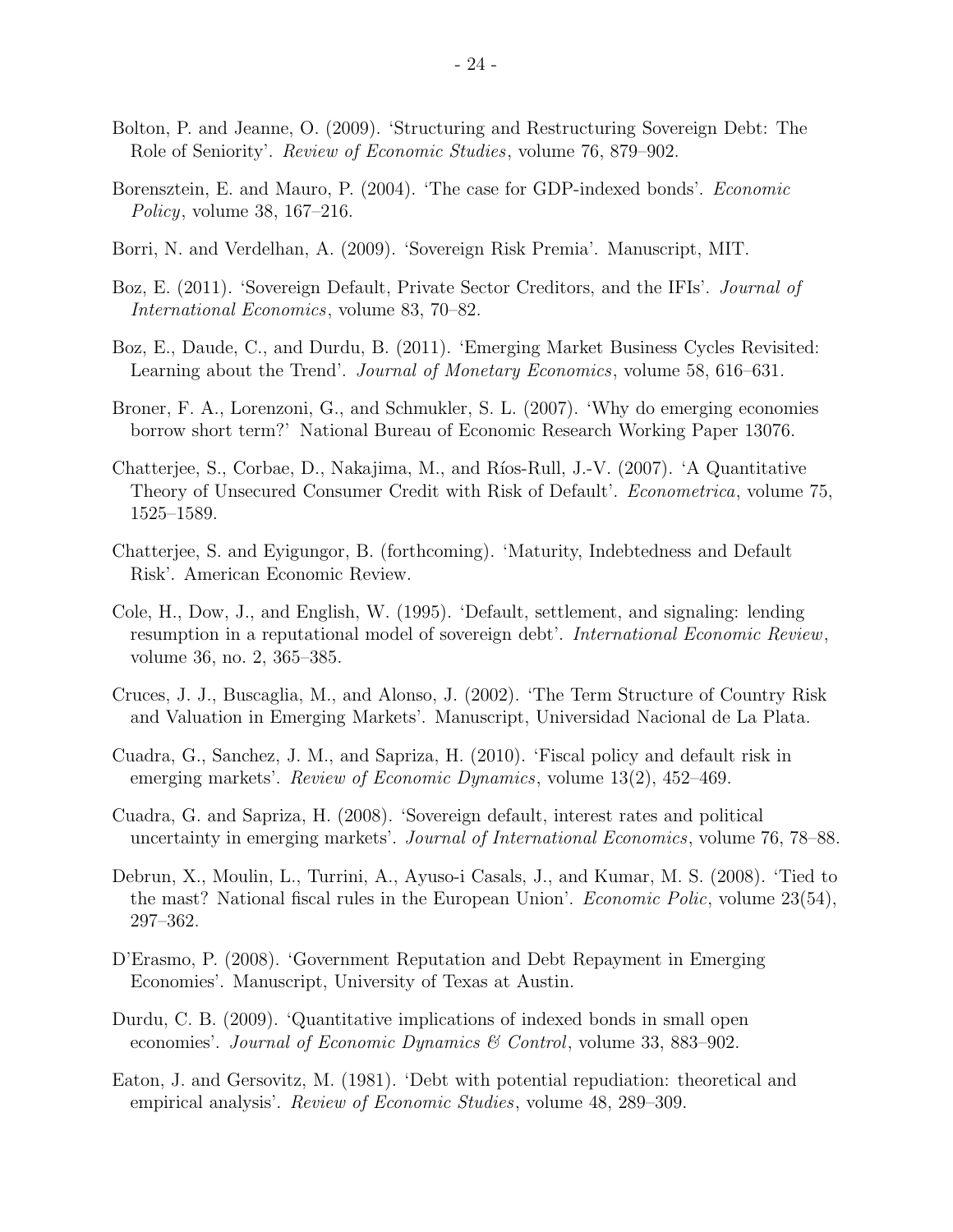Bolton, P. and Jeanne, O. (2009). 'Structuring and Restructuring Sovereign Debt: The Role of Seniority'. *Review of Economic Studies*, volume 76, 879–902.

Borensztein, E. and Mauro, P. (2004). 'The case for GDP-indexed bonds'. *Economic Policy*, volume 38, 167–216.

Borri, N. and Verdelhan, A. (2009). 'Sovereign Risk Premia'. Manuscript, MIT.

Boz, E. (2011). 'Sovereign Default, Private Sector Creditors, and the IFIs'. *Journal of International Economics*, volume 83, 70–82.

Boz, E., Daude, C., and Durdu, B. (2011). 'Emerging Market Business Cycles Revisited: Learning about the Trend'. *Journal of Monetary Economics*, volume 58, 616–631.

Broner, F. A., Lorenzoni, G., and Schmukler, S. L. (2007). 'Why do emerging economies borrow short term?' National Bureau of Economic Research Working Paper 13076.

Chatterjee, S., Corbae, D., Nakajima, M., and Ríos-Rull, J.-V. (2007). 'A Quantitative Theory of Unsecured Consumer Credit with Risk of Default'. *Econometrica*, volume 75, 1525–1589.

Chatterjee, S. and Eyigungor, B. (forthcoming). 'Maturity, Indebtedness and Default Risk'. American Economic Review.

Cole, H., Dow, J., and English, W. (1995). 'Default, settlement, and signaling: lending resumption in a reputational model of sovereign debt'. *International Economic Review*, volume 36, no. 2, 365–385.

Cruces, J. J., Buscaglia, M., and Alonso, J. (2002). 'The Term Structure of Country Risk and Valuation in Emerging Markets'. Manuscript, Universidad Nacional de La Plata.

Cuadra, G., Sanchez, J. M., and Sapriza, H. (2010). 'Fiscal policy and default risk in emerging markets'. *Review of Economic Dynamics*, volume 13(2), 452–469.

Cuadra, G. and Sapriza, H. (2008). 'Sovereign default, interest rates and political uncertainty in emerging markets'. *Journal of International Economics*, volume 76, 78–88.

Debrun, X., Moulin, L., Turrini, A., Ayuso-i Casals, J., and Kumar, M. S. (2008). 'Tied to the mast? National fiscal rules in the European Union'. *Economic Polic*, volume 23(54), 297–362.

D'Erasmo, P. (2008). 'Government Reputation and Debt Repayment in Emerging Economies'. Manuscript, University of Texas at Austin.

Durdu, C. B. (2009). 'Quantitative implications of indexed bonds in small open economies'. *Journal of Economic Dynamics & Control*, volume 33, 883–902.

Eaton, J. and Gersovitz, M. (1981). 'Debt with potential repudiation: theoretical and empirical analysis'. *Review of Economic Studies*, volume 48, 289–309.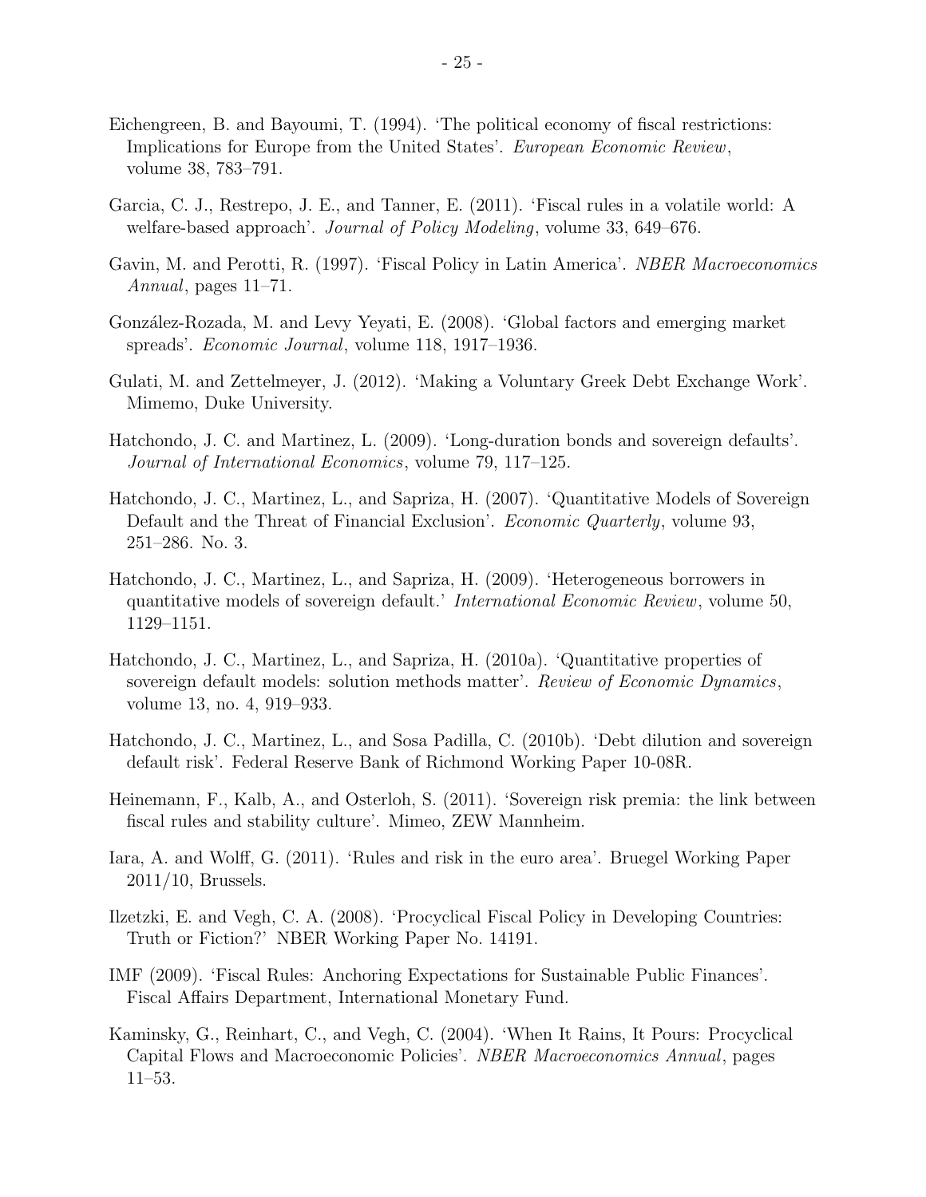Eichengreen, B. and Bayoumi, T. (1994). 'The political economy of fiscal restrictions: Implications for Europe from the United States'. *European Economic Review*, volume 38, 783–791.

Garcia, C. J., Restrepo, J. E., and Tanner, E. (2011). 'Fiscal rules in a volatile world: A welfare-based approach'. *Journal of Policy Modeling*, volume 33, 649–676.

Gavin, M. and Perotti, R. (1997). 'Fiscal Policy in Latin America'. *NBER Macroeconomics Annual*, pages 11–71.

González-Rozada, M. and Levy Yeyati, E. (2008). 'Global factors and emerging market spreads'. *Economic Journal*, volume 118, 1917–1936.

Gulati, M. and Zettelmeyer, J. (2012). 'Making a Voluntary Greek Debt Exchange Work'. Mimemo, Duke University.

Hatchondo, J. C. and Martinez, L. (2009). 'Long-duration bonds and sovereign defaults'. *Journal of International Economics*, volume 79, 117–125.

Hatchondo, J. C., Martinez, L., and Sapriza, H. (2007). 'Quantitative Models of Sovereign Default and the Threat of Financial Exclusion'. *Economic Quarterly*, volume 93, 251–286. No. 3.

Hatchondo, J. C., Martinez, L., and Sapriza, H. (2009). 'Heterogeneous borrowers in quantitative models of sovereign default.' *International Economic Review*, volume 50, 1129–1151.

Hatchondo, J. C., Martinez, L., and Sapriza, H. (2010a). 'Quantitative properties of sovereign default models: solution methods matter'. *Review of Economic Dynamics*, volume 13, no. 4, 919–933.

Hatchondo, J. C., Martinez, L., and Sosa Padilla, C. (2010b). 'Debt dilution and sovereign default risk'. Federal Reserve Bank of Richmond Working Paper 10-08R.

Heinemann, F., Kalb, A., and Osterloh, S. (2011). 'Sovereign risk premia: the link between fiscal rules and stability culture'. Mimeo, ZEW Mannheim.

Iara, A. and Wolff, G. (2011). 'Rules and risk in the euro area'. Bruegel Working Paper 2011/10, Brussels.

Ilzetzki, E. and Vegh, C. A. (2008). 'Procyclical Fiscal Policy in Developing Countries: Truth or Fiction?' NBER Working Paper No. 14191.

IMF (2009). 'Fiscal Rules: Anchoring Expectations for Sustainable Public Finances'. Fiscal Affairs Department, International Monetary Fund.

Kaminsky, G., Reinhart, C., and Vegh, C. (2004). 'When It Rains, It Pours: Procyclical Capital Flows and Macroeconomic Policies'. *NBER Macroeconomics Annual*, pages 11–53.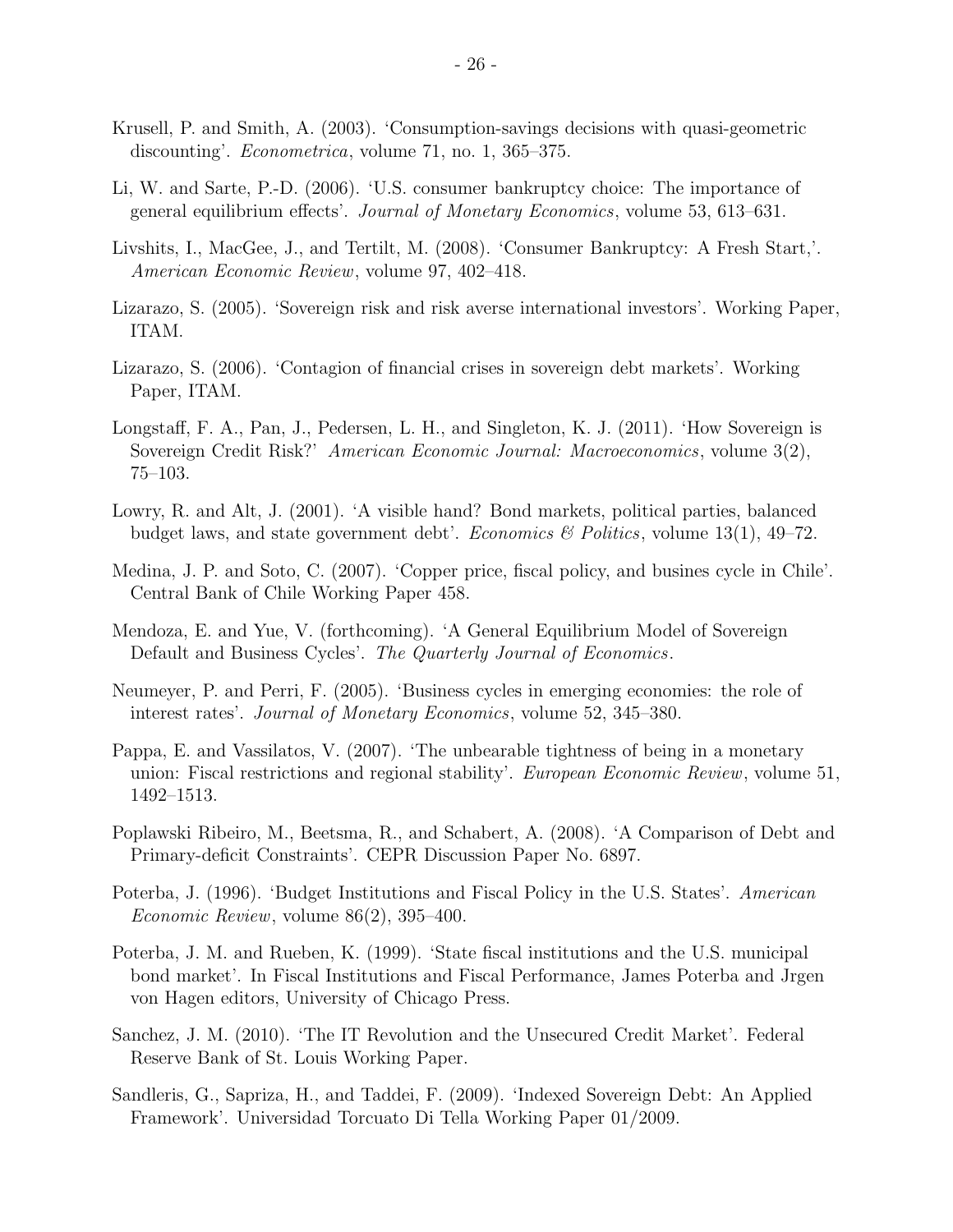Krusell, P. and Smith, A. (2003). 'Consumption-savings decisions with quasi-geometric discounting'. *Econometrica*, volume 71, no. 1, 365–375.

Li, W. and Sarte, P.-D. (2006). 'U.S. consumer bankruptcy choice: The importance of general equilibrium effects'. *Journal of Monetary Economics*, volume 53, 613–631.

Livshits, I., MacGee, J., and Tertilt, M. (2008). 'Consumer Bankruptcy: A Fresh Start,'. *American Economic Review*, volume 97, 402–418.

Lizarazo, S. (2005). 'Sovereign risk and risk averse international investors'. Working Paper, ITAM.

Lizarazo, S. (2006). 'Contagion of financial crises in sovereign debt markets'. Working Paper, ITAM.

Longstaff, F. A., Pan, J., Pedersen, L. H., and Singleton, K. J. (2011). 'How Sovereign is Sovereign Credit Risk?' *American Economic Journal: Macroeconomics*, volume 3(2), 75–103.

Lowry, R. and Alt, J. (2001). 'A visible hand? Bond markets, political parties, balanced budget laws, and state government debt'. *Economics & Politics*, volume 13(1), 49–72.

Medina, J. P. and Soto, C. (2007). 'Copper price, fiscal policy, and busines cycle in Chile'. Central Bank of Chile Working Paper 458.

Mendoza, E. and Yue, V. (forthcoming). 'A General Equilibrium Model of Sovereign Default and Business Cycles'. *The Quarterly Journal of Economics*.

Neumeyer, P. and Perri, F. (2005). 'Business cycles in emerging economies: the role of interest rates'. *Journal of Monetary Economics*, volume 52, 345–380.

Pappa, E. and Vassilatos, V. (2007). 'The unbearable tightness of being in a monetary union: Fiscal restrictions and regional stability'. *European Economic Review*, volume 51, 1492–1513.

Poplawski Ribeiro, M., Beetsma, R., and Schabert, A. (2008). 'A Comparison of Debt and Primary-deficit Constraints'. CEPR Discussion Paper No. 6897.

Poterba, J. (1996). 'Budget Institutions and Fiscal Policy in the U.S. States'. *American Economic Review*, volume 86(2), 395–400.

Poterba, J. M. and Rueben, K. (1999). 'State fiscal institutions and the U.S. municipal bond market'. In Fiscal Institutions and Fiscal Performance, James Poterba and Jrgen von Hagen editors, University of Chicago Press.

Sanchez, J. M. (2010). 'The IT Revolution and the Unsecured Credit Market'. Federal Reserve Bank of St. Louis Working Paper.

Sandleris, G., Sapriza, H., and Taddei, F. (2009). 'Indexed Sovereign Debt: An Applied Framework'. Universidad Torcuato Di Tella Working Paper 01/2009.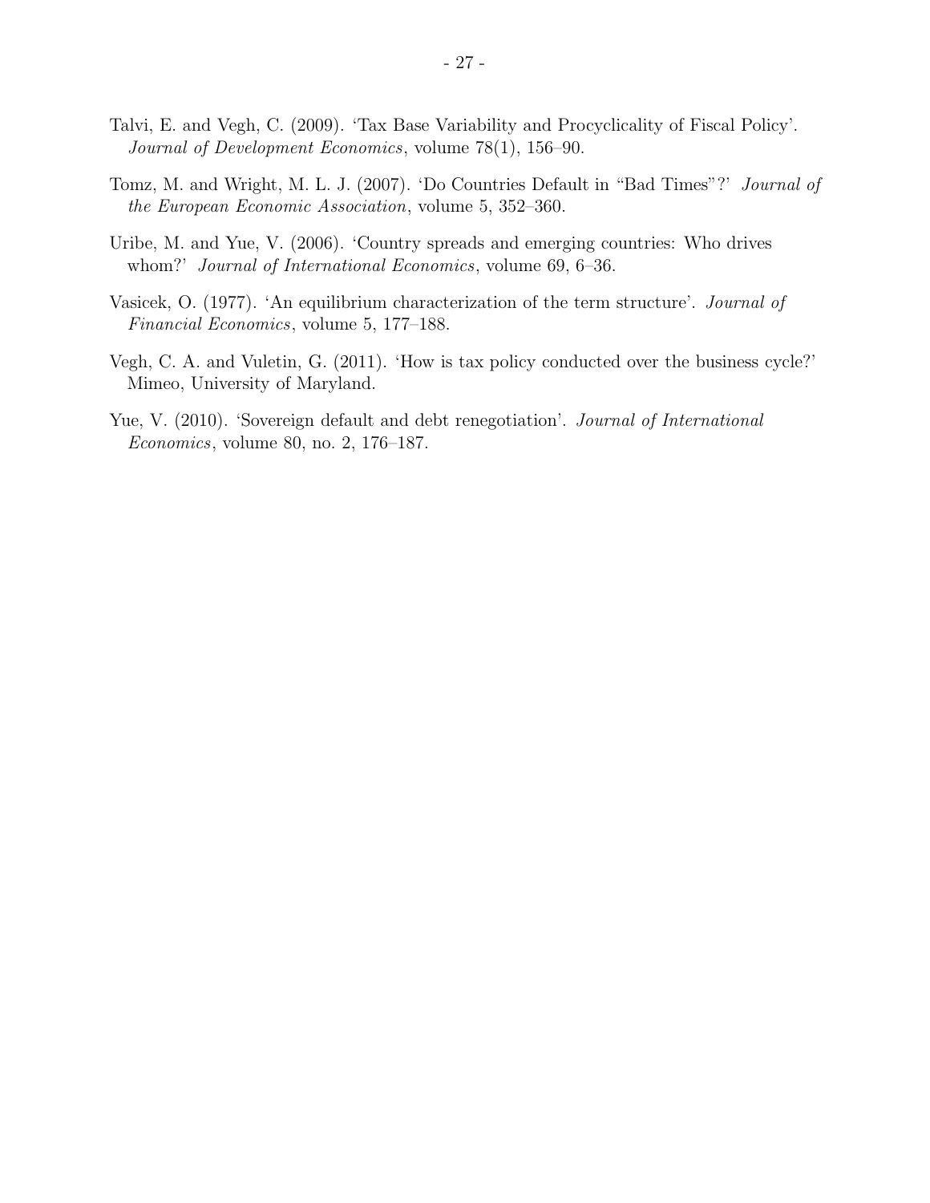Talvi, E. and Vegh, C. (2009). 'Tax Base Variability and Procyclicality of Fiscal Policy'. *Journal of Development Economics*, volume 78(1), 156–90.

Tomz, M. and Wright, M. L. J. (2007). 'Do Countries Default in "Bad Times"?' *Journal of the European Economic Association*, volume 5, 352–360.

Uribe, M. and Yue, V. (2006). 'Country spreads and emerging countries: Who drives whom?' *Journal of International Economics*, volume 69, 6–36.

Vasicek, O. (1977). 'An equilibrium characterization of the term structure'. *Journal of Financial Economics*, volume 5, 177–188.

Vegh, C. A. and Vuletin, G. (2011). 'How is tax policy conducted over the business cycle?' Mimeo, University of Maryland.

Yue, V. (2010). 'Sovereign default and debt renegotiation'. *Journal of International Economics*, volume 80, no. 2, 176–187.